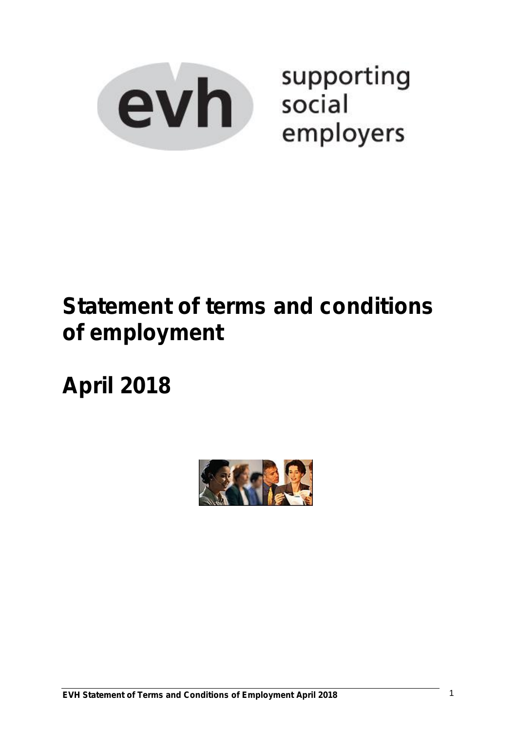evh supporting social employers

# Statement of terms and conditions of employment

# April 2018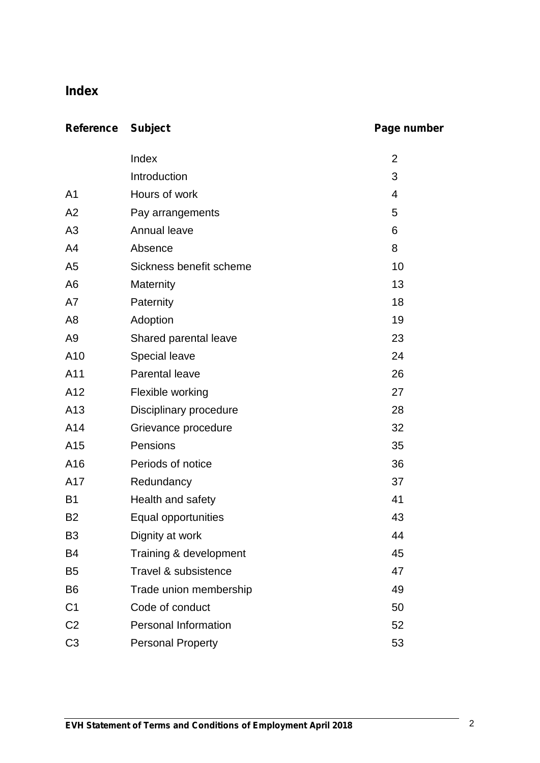## Index

| Reference | Subject | Page number |
|---|---|---|
| | Index | 2 |
| | Introduction | 3 |
| A1 | Hours of work | 4 |
| A2 | Pay arrangements | 5 |
| A3 | Annual leave | 6 |
| A4 | Absence | 8 |
| A5 | Sickness benefit scheme | 10 |
| A6 | Maternity | 13 |
| A7 | Paternity | 18 |
| A8 | Adoption | 19 |
| A9 | Shared parental leave | 23 |
| A10 | Special leave | 24 |
| A11 | Parental leave | 26 |
| A12 | Flexible working | 27 |
| A13 | Disciplinary procedure | 28 |
| A14 | Grievance procedure | 32 |
| A15 | Pensions | 35 |
| A16 | Periods of notice | 36 |
| A17 | Redundancy | 37 |
| B1 | Health and safety | 41 |
| B2 | Equal opportunities | 43 |
| B3 | Dignity at work | 44 |
| B4 | Training & development | 45 |
| B5 | Travel & subsistence | 47 |
| B6 | Trade union membership | 49 |
| C1 | Code of conduct | 50 |
| C2 | Personal Information | 52 |
| C3 | Personal Property | 53 |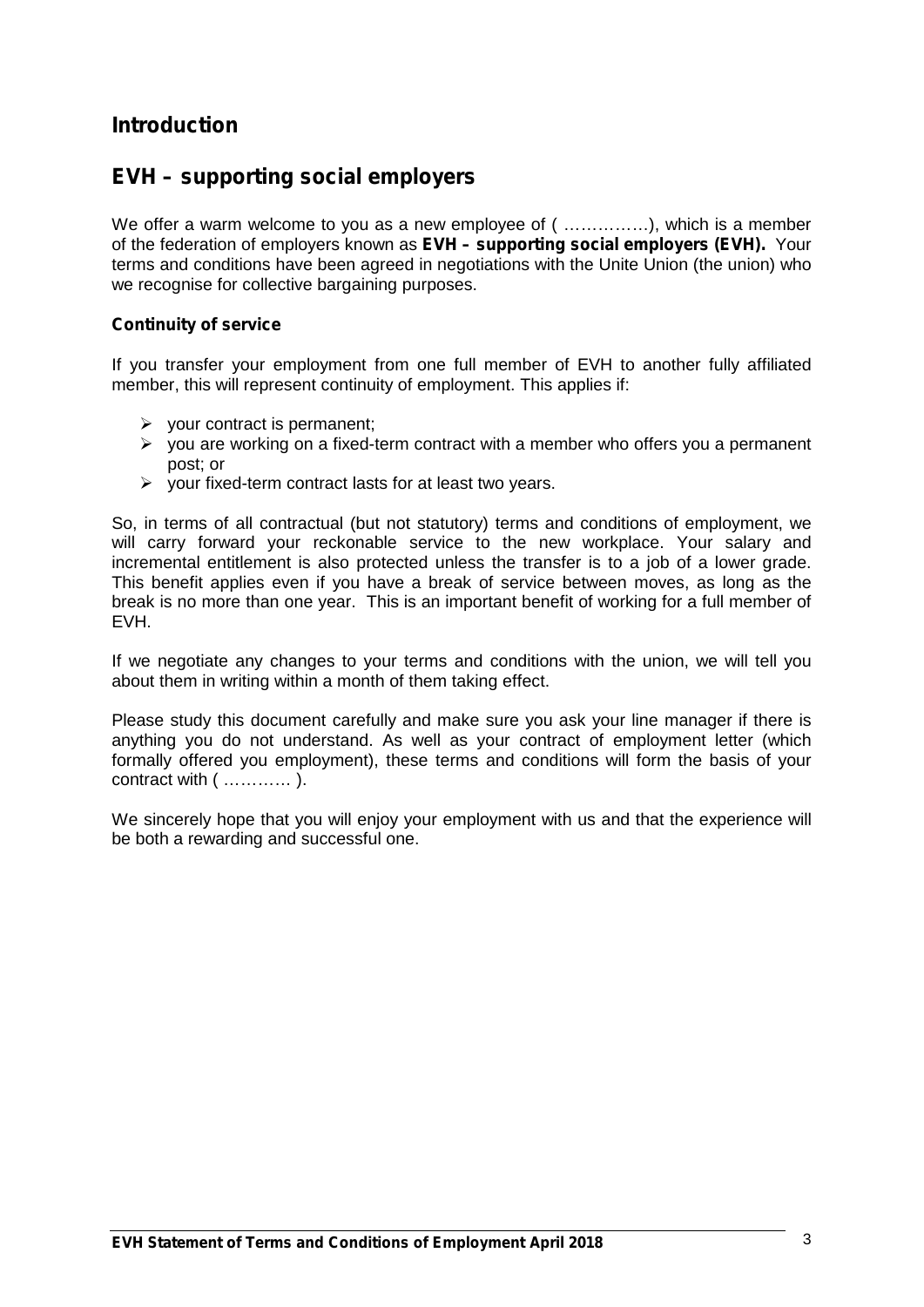# Introduction

## EVH – supporting social employers

We offer a warm welcome to you as a new employee of ( ……………), which is a member of the federation of employers known as **EVH – supporting social employers (EVH).** Your terms and conditions have been agreed in negotiations with the Unite Union (the union) who we recognise for collective bargaining purposes.

### Continuity of service

If you transfer your employment from one full member of EVH to another fully affiliated member, this will represent continuity of employment. This applies if:

- your contract is permanent;
- you are working on a fixed-term contract with a member who offers you a permanent post; or
- your fixed-term contract lasts for at least two years.

So, in terms of all contractual (but not statutory) terms and conditions of employment, we will carry forward your reckonable service to the new workplace. Your salary and incremental entitlement is also protected unless the transfer is to a job of a lower grade. This benefit applies even if you have a break of service between moves, as long as the break is no more than one year. This is an important benefit of working for a full member of EVH.

If we negotiate any changes to your terms and conditions with the union, we will tell you about them in writing within a month of them taking effect.

Please study this document carefully and make sure you ask your line manager if there is anything you do not understand. As well as your contract of employment letter (which formally offered you employment), these terms and conditions will form the basis of your contract with ( ………… ).

We sincerely hope that you will enjoy your employment with us and that the experience will be both a rewarding and successful one.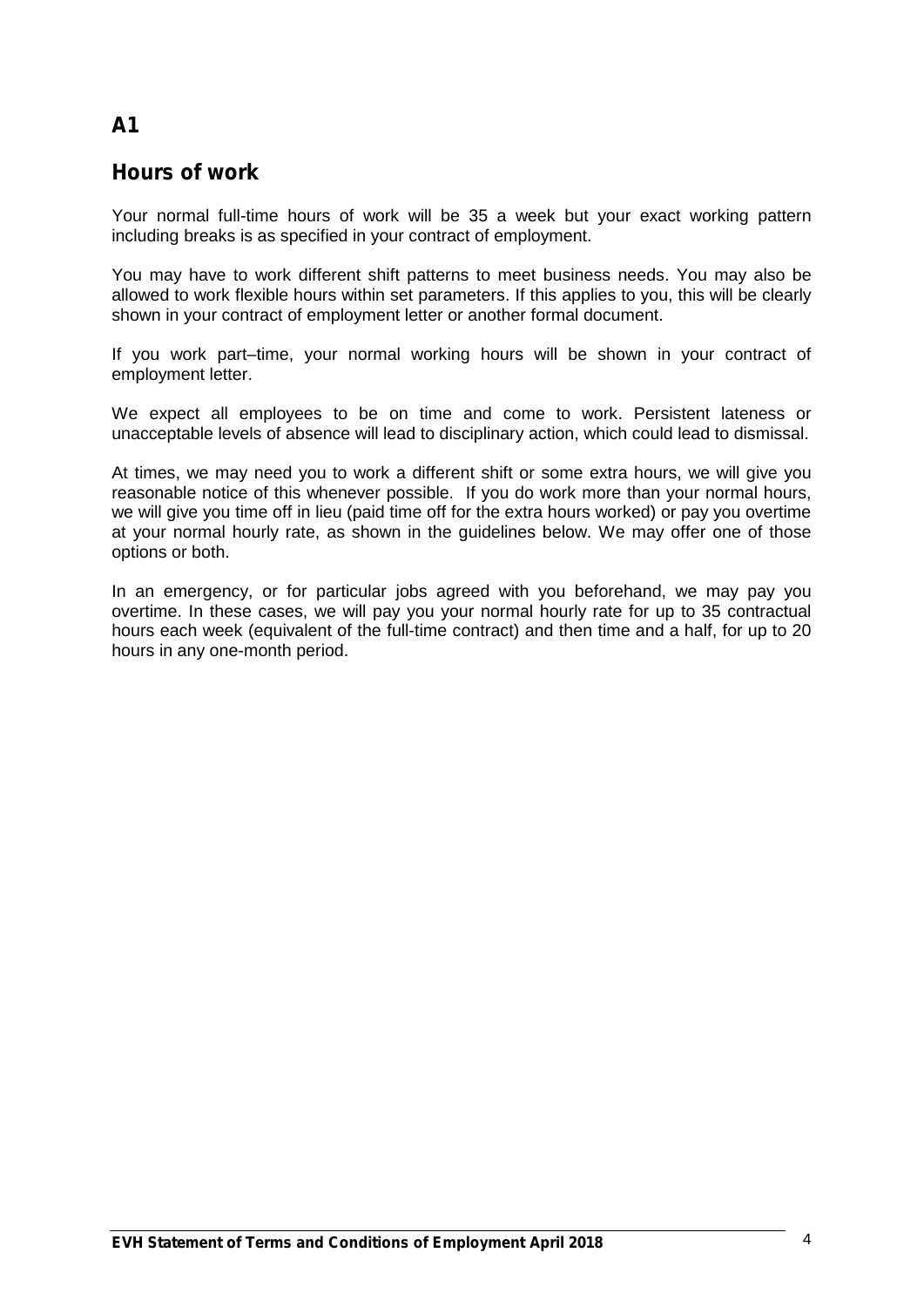## A1

## Hours of work

Your normal full-time hours of work will be 35 a week but your exact working pattern including breaks is as specified in your contract of employment.

You may have to work different shift patterns to meet business needs. You may also be allowed to work flexible hours within set parameters. If this applies to you, this will be clearly shown in your contract of employment letter or another formal document.

If you work part–time, your normal working hours will be shown in your contract of employment letter.

We expect all employees to be on time and come to work. Persistent lateness or unacceptable levels of absence will lead to disciplinary action, which could lead to dismissal.

At times, we may need you to work a different shift or some extra hours, we will give you reasonable notice of this whenever possible. If you do work more than your normal hours, we will give you time off in lieu (paid time off for the extra hours worked) or pay you overtime at your normal hourly rate, as shown in the guidelines below. We may offer one of those options or both.

In an emergency, or for particular jobs agreed with you beforehand, we may pay you overtime. In these cases, we will pay you your normal hourly rate for up to 35 contractual hours each week (equivalent of the full-time contract) and then time and a half, for up to 20 hours in any one-month period.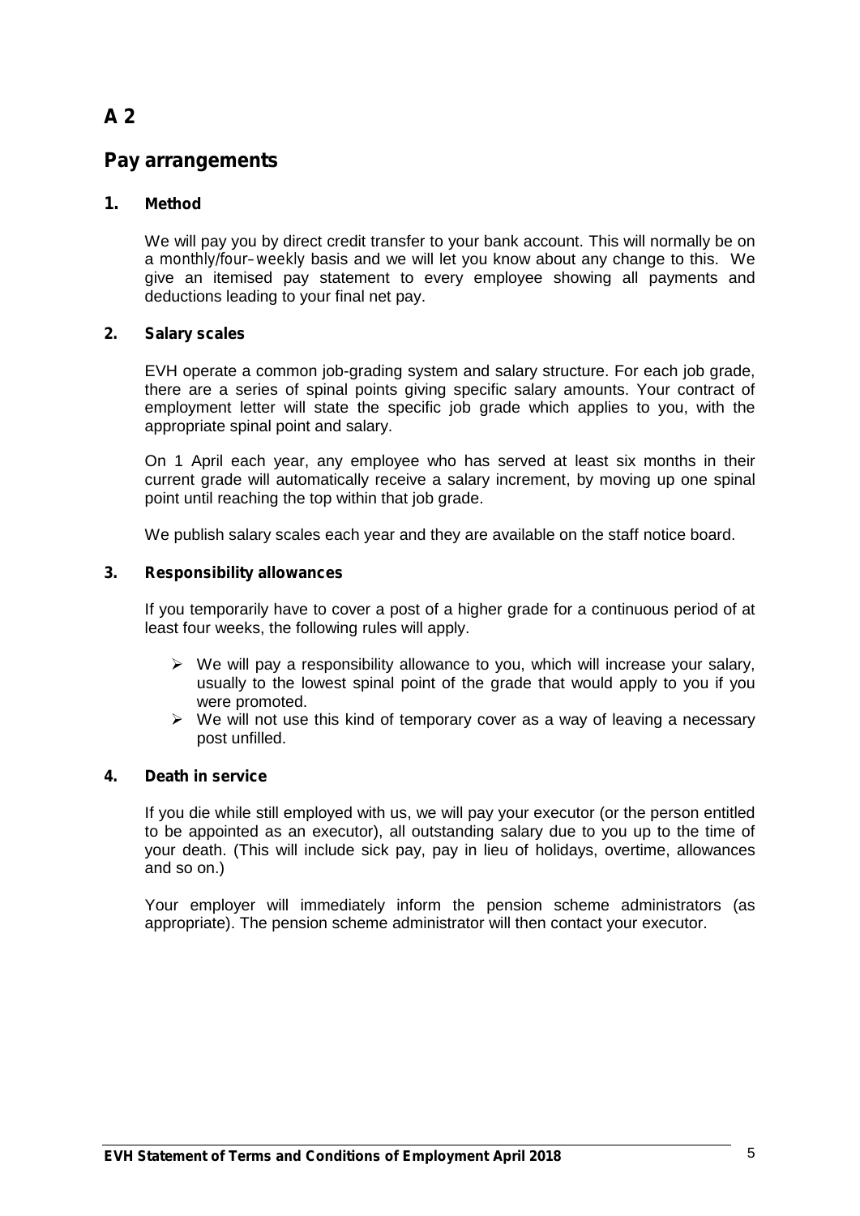# A 2

## Pay arrangements

### 1. Method

We will pay you by direct credit transfer to your bank account. This will normally be on a monthly/four–weekly basis and we will let you know about any change to this. We give an itemised pay statement to every employee showing all payments and deductions leading to your final net pay.

### 2. Salary scales

EVH operate a common job-grading system and salary structure. For each job grade, there are a series of spinal points giving specific salary amounts. Your contract of employment letter will state the specific job grade which applies to you, with the appropriate spinal point and salary.

On 1 April each year, any employee who has served at least six months in their current grade will automatically receive a salary increment, by moving up one spinal point until reaching the top within that job grade.

We publish salary scales each year and they are available on the staff notice board.

### 3. Responsibility allowances

If you temporarily have to cover a post of a higher grade for a continuous period of at least four weeks, the following rules will apply.

- We will pay a responsibility allowance to you, which will increase your salary, usually to the lowest spinal point of the grade that would apply to you if you were promoted.
- We will not use this kind of temporary cover as a way of leaving a necessary post unfilled.

### 4. Death in service

If you die while still employed with us, we will pay your executor (or the person entitled to be appointed as an executor), all outstanding salary due to you up to the time of your death. (This will include sick pay, pay in lieu of holidays, overtime, allowances and so on.)

Your employer will immediately inform the pension scheme administrators (as appropriate). The pension scheme administrator will then contact your executor.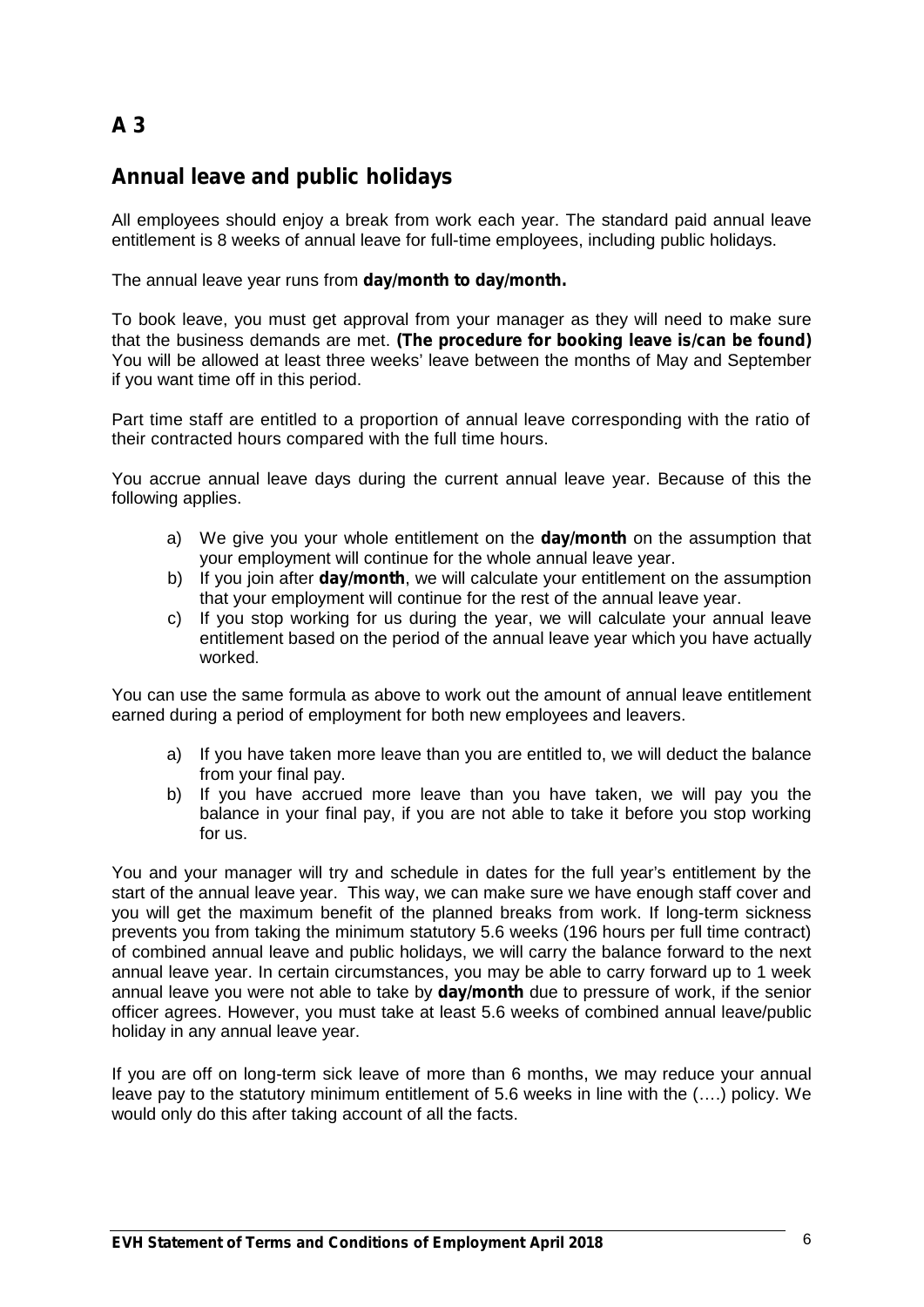# A 3

## Annual leave and public holidays

All employees should enjoy a break from work each year. The standard paid annual leave entitlement is 8 weeks of annual leave for full-time employees, including public holidays.

The annual leave year runs from **day/month to day/month.**

To book leave, you must get approval from your manager as they will need to make sure that the business demands are met. **(The procedure for booking leave is/can be found)** You will be allowed at least three weeks' leave between the months of May and September if you want time off in this period.

Part time staff are entitled to a proportion of annual leave corresponding with the ratio of their contracted hours compared with the full time hours.

You accrue annual leave days during the current annual leave year. Because of this the following applies.

a) We give you your whole entitlement on the **day/month** on the assumption that your employment will continue for the whole annual leave year.
b) If you join after **day/month**, we will calculate your entitlement on the assumption that your employment will continue for the rest of the annual leave year.
c) If you stop working for us during the year, we will calculate your annual leave entitlement based on the period of the annual leave year which you have actually worked.

You can use the same formula as above to work out the amount of annual leave entitlement earned during a period of employment for both new employees and leavers.

a) If you have taken more leave than you are entitled to, we will deduct the balance from your final pay.
b) If you have accrued more leave than you have taken, we will pay you the balance in your final pay, if you are not able to take it before you stop working for us.

You and your manager will try and schedule in dates for the full year's entitlement by the start of the annual leave year. This way, we can make sure we have enough staff cover and you will get the maximum benefit of the planned breaks from work. If long-term sickness prevents you from taking the minimum statutory 5.6 weeks (196 hours per full time contract) of combined annual leave and public holidays, we will carry the balance forward to the next annual leave year. In certain circumstances, you may be able to carry forward up to 1 week annual leave you were not able to take by **day/month** due to pressure of work, if the senior officer agrees. However, you must take at least 5.6 weeks of combined annual leave/public holiday in any annual leave year.

If you are off on long-term sick leave of more than 6 months, we may reduce your annual leave pay to the statutory minimum entitlement of 5.6 weeks in line with the (….) policy. We would only do this after taking account of all the facts.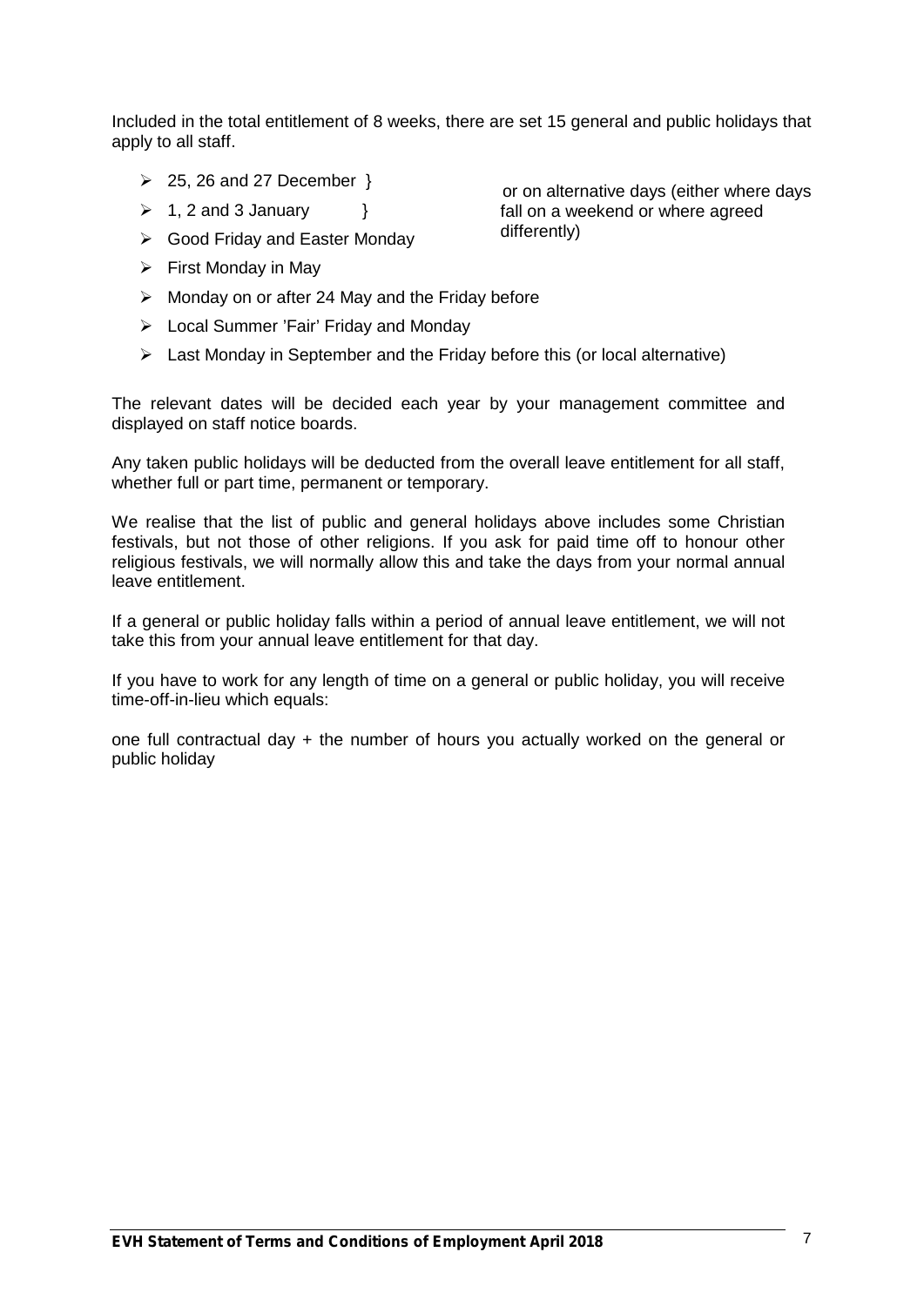Included in the total entitlement of 8 weeks, there are set 15 general and public holidays that apply to all staff.

- 25, 26 and 27 December }
- 1, 2 and 3 January }
- Good Friday and Easter Monday

or on alternative days (either where days fall on a weekend or where agreed differently)

- First Monday in May
- Monday on or after 24 May and the Friday before
- Local Summer 'Fair' Friday and Monday
- Last Monday in September and the Friday before this (or local alternative)

The relevant dates will be decided each year by your management committee and displayed on staff notice boards.

Any taken public holidays will be deducted from the overall leave entitlement for all staff, whether full or part time, permanent or temporary.

We realise that the list of public and general holidays above includes some Christian festivals, but not those of other religions. If you ask for paid time off to honour other religious festivals, we will normally allow this and take the days from your normal annual leave entitlement.

If a general or public holiday falls within a period of annual leave entitlement, we will not take this from your annual leave entitlement for that day.

If you have to work for any length of time on a general or public holiday, you will receive time-off-in-lieu which equals:

one full contractual day + the number of hours you actually worked on the general or public holiday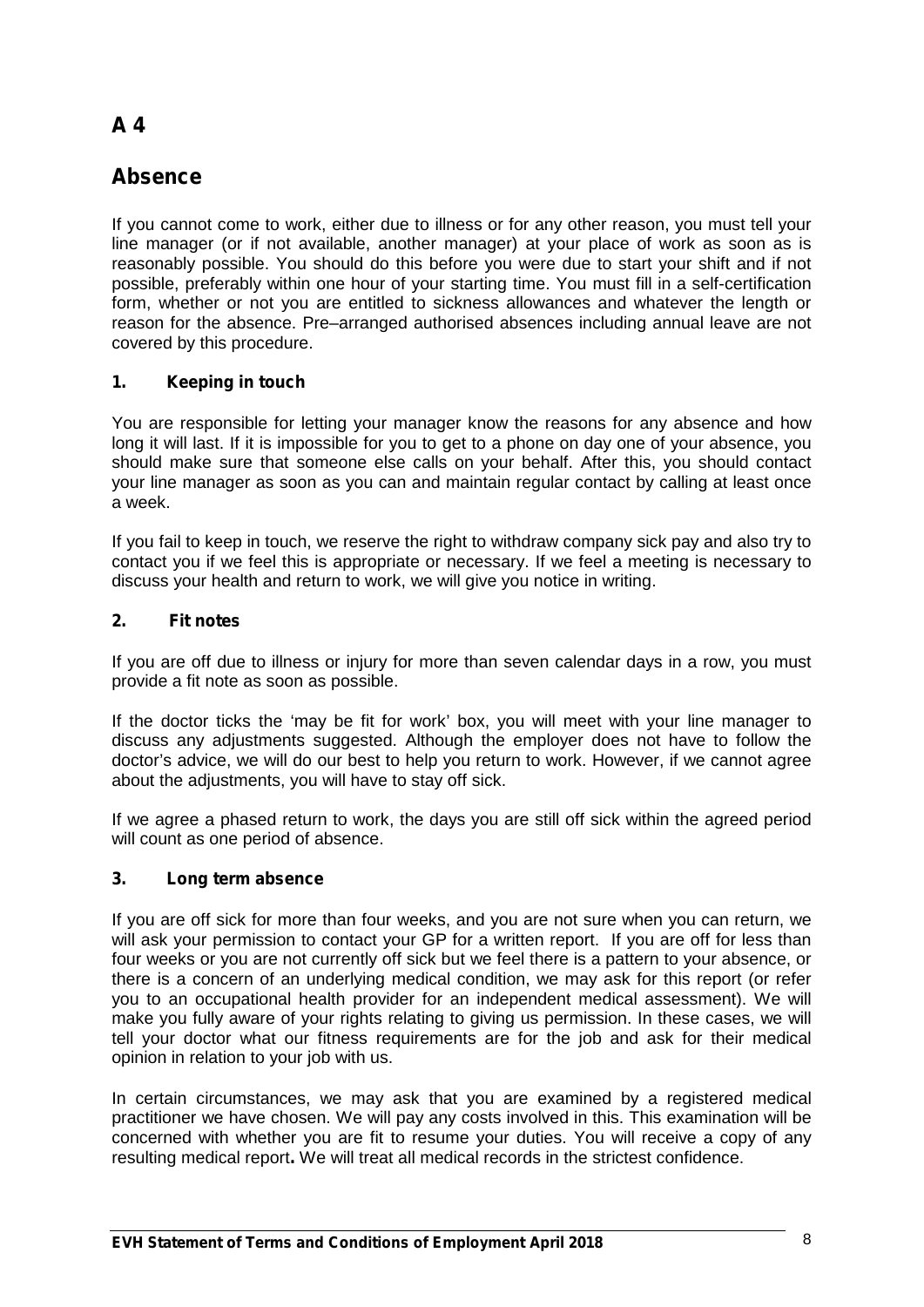# A 4

## Absence

If you cannot come to work, either due to illness or for any other reason, you must tell your line manager (or if not available, another manager) at your place of work as soon as is reasonably possible. You should do this before you were due to start your shift and if not possible, preferably within one hour of your starting time. You must fill in a self-certification form, whether or not you are entitled to sickness allowances and whatever the length or reason for the absence. Pre–arranged authorised absences including annual leave are not covered by this procedure.

### 1. Keeping in touch

You are responsible for letting your manager know the reasons for any absence and how long it will last. If it is impossible for you to get to a phone on day one of your absence, you should make sure that someone else calls on your behalf. After this, you should contact your line manager as soon as you can and maintain regular contact by calling at least once a week.

If you fail to keep in touch, we reserve the right to withdraw company sick pay and also try to contact you if we feel this is appropriate or necessary. If we feel a meeting is necessary to discuss your health and return to work, we will give you notice in writing.

### 2. Fit notes

If you are off due to illness or injury for more than seven calendar days in a row, you must provide a fit note as soon as possible.

If the doctor ticks the 'may be fit for work' box, you will meet with your line manager to discuss any adjustments suggested. Although the employer does not have to follow the doctor's advice, we will do our best to help you return to work. However, if we cannot agree about the adjustments, you will have to stay off sick.

If we agree a phased return to work, the days you are still off sick within the agreed period will count as one period of absence.

### 3. Long term absence

If you are off sick for more than four weeks, and you are not sure when you can return, we will ask your permission to contact your GP for a written report. If you are off for less than four weeks or you are not currently off sick but we feel there is a pattern to your absence, or there is a concern of an underlying medical condition, we may ask for this report (or refer you to an occupational health provider for an independent medical assessment). We will make you fully aware of your rights relating to giving us permission. In these cases, we will tell your doctor what our fitness requirements are for the job and ask for their medical opinion in relation to your job with us.

In certain circumstances, we may ask that you are examined by a registered medical practitioner we have chosen. We will pay any costs involved in this. This examination will be concerned with whether you are fit to resume your duties. You will receive a copy of any resulting medical report**.** We will treat all medical records in the strictest confidence.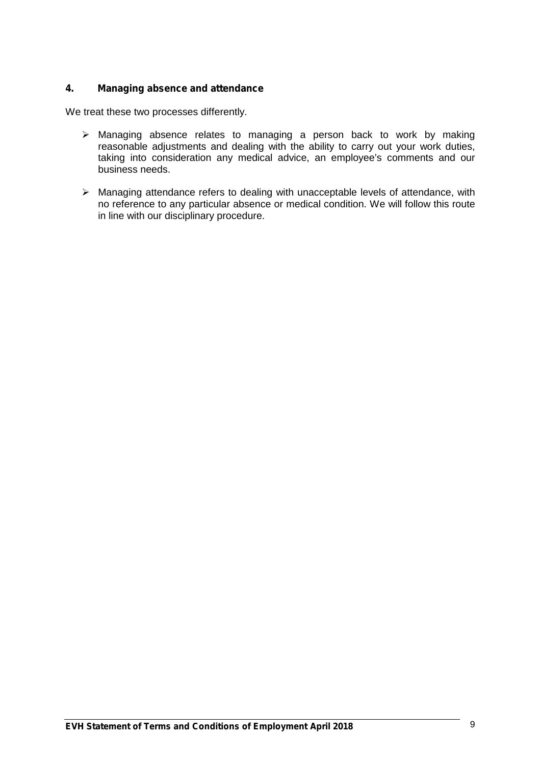## 4. Managing absence and attendance

We treat these two processes differently.

- Managing absence relates to managing a person back to work by making reasonable adjustments and dealing with the ability to carry out your work duties, taking into consideration any medical advice, an employee's comments and our business needs.

- Managing attendance refers to dealing with unacceptable levels of attendance, with no reference to any particular absence or medical condition. We will follow this route in line with our disciplinary procedure.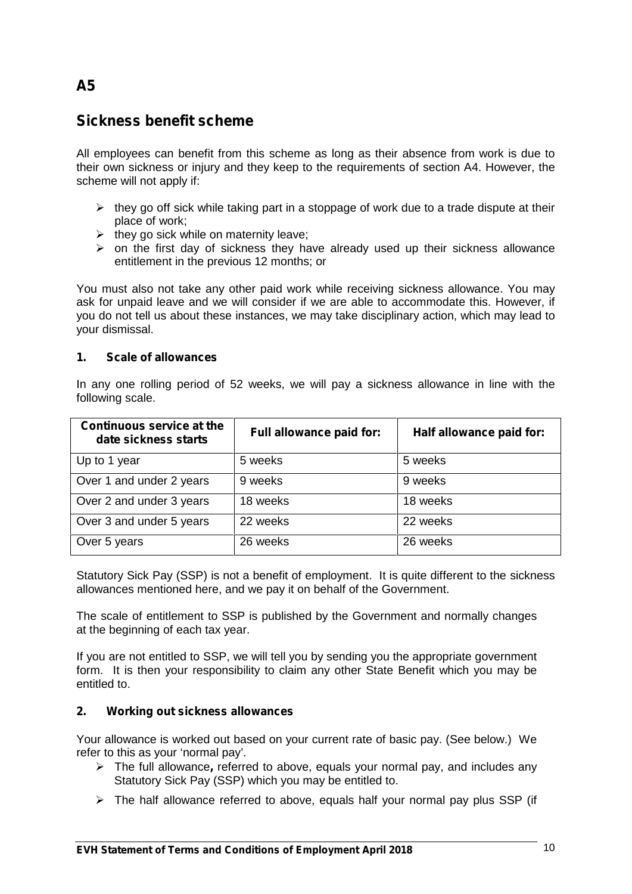# A5

## Sickness benefit scheme

All employees can benefit from this scheme as long as their absence from work is due to their own sickness or injury and they keep to the requirements of section A4. However, the scheme will not apply if:

- they go off sick while taking part in a stoppage of work due to a trade dispute at their place of work;
- they go sick while on maternity leave;
- on the first day of sickness they have already used up their sickness allowance entitlement in the previous 12 months; or

You must also not take any other paid work while receiving sickness allowance. You may ask for unpaid leave and we will consider if we are able to accommodate this. However, if you do not tell us about these instances, we may take disciplinary action, which may lead to your dismissal.

### 1. Scale of allowances

In any one rolling period of 52 weeks, we will pay a sickness allowance in line with the following scale.

| Continuous service at the date sickness starts | Full allowance paid for: | Half allowance paid for: |
|---|---|---|
| Up to 1 year | 5 weeks | 5 weeks |
| Over 1 and under 2 years | 9 weeks | 9 weeks |
| Over 2 and under 3 years | 18 weeks | 18 weeks |
| Over 3 and under 5 years | 22 weeks | 22 weeks |
| Over 5 years | 26 weeks | 26 weeks |

Statutory Sick Pay (SSP) is not a benefit of employment. It is quite different to the sickness allowances mentioned here, and we pay it on behalf of the Government.

The scale of entitlement to SSP is published by the Government and normally changes at the beginning of each tax year.

If you are not entitled to SSP, we will tell you by sending you the appropriate government form. It is then your responsibility to claim any other State Benefit which you may be entitled to.

### 2. Working out sickness allowances

Your allowance is worked out based on your current rate of basic pay. (See below.) We refer to this as your 'normal pay'.

- The full allowance**,** referred to above, equals your normal pay, and includes any Statutory Sick Pay (SSP) which you may be entitled to.
- The half allowance referred to above, equals half your normal pay plus SSP (if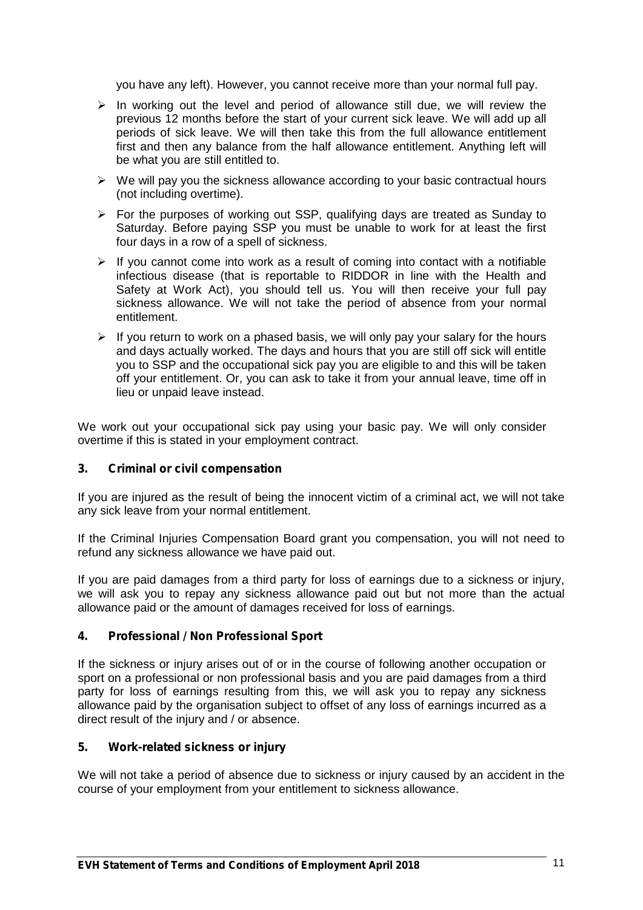you have any left). However, you cannot receive more than your normal full pay.

- In working out the level and period of allowance still due, we will review the previous 12 months before the start of your current sick leave. We will add up all periods of sick leave. We will then take this from the full allowance entitlement first and then any balance from the half allowance entitlement. Anything left will be what you are still entitled to.
- We will pay you the sickness allowance according to your basic contractual hours (not including overtime).
- For the purposes of working out SSP, qualifying days are treated as Sunday to Saturday. Before paying SSP you must be unable to work for at least the first four days in a row of a spell of sickness.
- If you cannot come into work as a result of coming into contact with a notifiable infectious disease (that is reportable to RIDDOR in line with the Health and Safety at Work Act), you should tell us. You will then receive your full pay sickness allowance. We will not take the period of absence from your normal entitlement.
- If you return to work on a phased basis, we will only pay your salary for the hours and days actually worked. The days and hours that you are still off sick will entitle you to SSP and the occupational sick pay you are eligible to and this will be taken off your entitlement. Or, you can ask to take it from your annual leave, time off in lieu or unpaid leave instead.

We work out your occupational sick pay using your basic pay. We will only consider overtime if this is stated in your employment contract.

## 3. Criminal or civil compensation

If you are injured as the result of being the innocent victim of a criminal act, we will not take any sick leave from your normal entitlement.

If the Criminal Injuries Compensation Board grant you compensation, you will not need to refund any sickness allowance we have paid out.

If you are paid damages from a third party for loss of earnings due to a sickness or injury, we will ask you to repay any sickness allowance paid out but not more than the actual allowance paid or the amount of damages received for loss of earnings.

## 4. Professional / Non Professional Sport

If the sickness or injury arises out of or in the course of following another occupation or sport on a professional or non professional basis and you are paid damages from a third party for loss of earnings resulting from this, we will ask you to repay any sickness allowance paid by the organisation subject to offset of any loss of earnings incurred as a direct result of the injury and / or absence.

## 5. Work-related sickness or injury

We will not take a period of absence due to sickness or injury caused by an accident in the course of your employment from your entitlement to sickness allowance.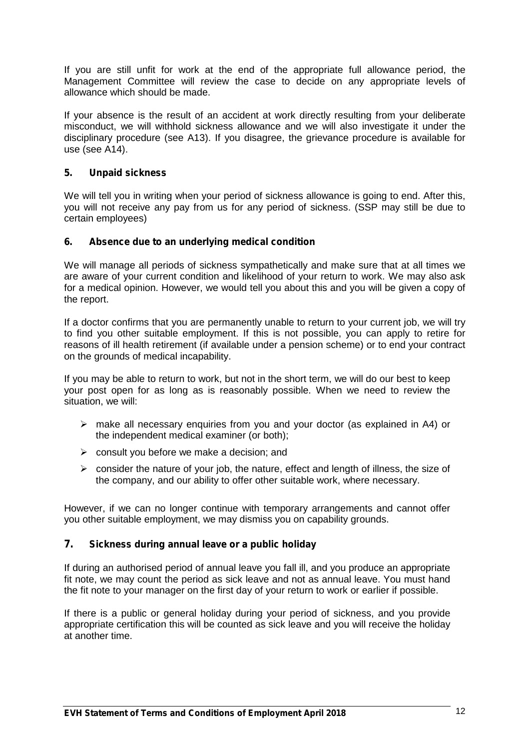If you are still unfit for work at the end of the appropriate full allowance period, the Management Committee will review the case to decide on any appropriate levels of allowance which should be made.

If your absence is the result of an accident at work directly resulting from your deliberate misconduct, we will withhold sickness allowance and we will also investigate it under the disciplinary procedure (see A13). If you disagree, the grievance procedure is available for use (see A14).

### 5. Unpaid sickness

We will tell you in writing when your period of sickness allowance is going to end. After this, you will not receive any pay from us for any period of sickness. (SSP may still be due to certain employees)

### 6. Absence due to an underlying medical condition

We will manage all periods of sickness sympathetically and make sure that at all times we are aware of your current condition and likelihood of your return to work. We may also ask for a medical opinion. However, we would tell you about this and you will be given a copy of the report.

If a doctor confirms that you are permanently unable to return to your current job, we will try to find you other suitable employment. If this is not possible, you can apply to retire for reasons of ill health retirement (if available under a pension scheme) or to end your contract on the grounds of medical incapability.

If you may be able to return to work, but not in the short term, we will do our best to keep your post open for as long as is reasonably possible. When we need to review the situation, we will:

- make all necessary enquiries from you and your doctor (as explained in A4) or the independent medical examiner (or both);
- consult you before we make a decision; and
- consider the nature of your job, the nature, effect and length of illness, the size of the company, and our ability to offer other suitable work, where necessary.

However, if we can no longer continue with temporary arrangements and cannot offer you other suitable employment, we may dismiss you on capability grounds.

### 7. Sickness during annual leave or a public holiday

If during an authorised period of annual leave you fall ill, and you produce an appropriate fit note, we may count the period as sick leave and not as annual leave. You must hand the fit note to your manager on the first day of your return to work or earlier if possible.

If there is a public or general holiday during your period of sickness, and you provide appropriate certification this will be counted as sick leave and you will receive the holiday at another time.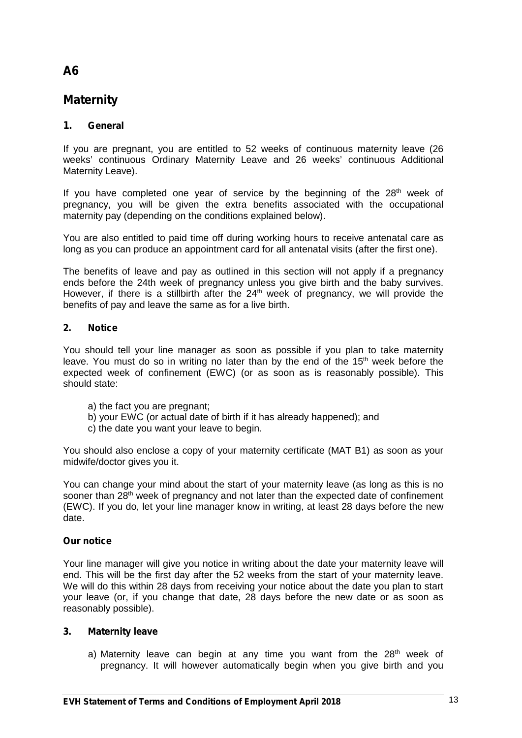# A6

# Maternity

## 1. General

If you are pregnant, you are entitled to 52 weeks of continuous maternity leave (26 weeks' continuous Ordinary Maternity Leave and 26 weeks' continuous Additional Maternity Leave).

If you have completed one year of service by the beginning of the 28th week of pregnancy, you will be given the extra benefits associated with the occupational maternity pay (depending on the conditions explained below).

You are also entitled to paid time off during working hours to receive antenatal care as long as you can produce an appointment card for all antenatal visits (after the first one).

The benefits of leave and pay as outlined in this section will not apply if a pregnancy ends before the 24th week of pregnancy unless you give birth and the baby survives. However, if there is a stillbirth after the 24th week of pregnancy, we will provide the benefits of pay and leave the same as for a live birth.

## 2. Notice

You should tell your line manager as soon as possible if you plan to take maternity leave. You must do so in writing no later than by the end of the 15th week before the expected week of confinement (EWC) (or as soon as is reasonably possible). This should state:

a) the fact you are pregnant;
b) your EWC (or actual date of birth if it has already happened); and
c) the date you want your leave to begin.

You should also enclose a copy of your maternity certificate (MAT B1) as soon as your midwife/doctor gives you it.

You can change your mind about the start of your maternity leave (as long as this is no sooner than 28th week of pregnancy and not later than the expected date of confinement (EWC). If you do, let your line manager know in writing, at least 28 days before the new date.

### Our notice

Your line manager will give you notice in writing about the date your maternity leave will end. This will be the first day after the 52 weeks from the start of your maternity leave. We will do this within 28 days from receiving your notice about the date you plan to start your leave (or, if you change that date, 28 days before the new date or as soon as reasonably possible).

## 3. Maternity leave

a) Maternity leave can begin at any time you want from the 28th week of pregnancy. It will however automatically begin when you give birth and you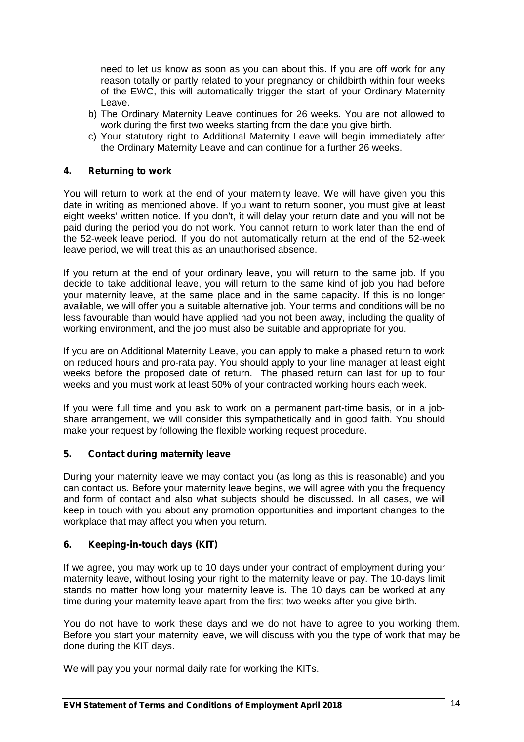need to let us know as soon as you can about this. If you are off work for any reason totally or partly related to your pregnancy or childbirth within four weeks of the EWC, this will automatically trigger the start of your Ordinary Maternity Leave.

b) The Ordinary Maternity Leave continues for 26 weeks. You are not allowed to work during the first two weeks starting from the date you give birth.
c) Your statutory right to Additional Maternity Leave will begin immediately after the Ordinary Maternity Leave and can continue for a further 26 weeks.

## 4. Returning to work

You will return to work at the end of your maternity leave. We will have given you this date in writing as mentioned above. If you want to return sooner, you must give at least eight weeks' written notice. If you don't, it will delay your return date and you will not be paid during the period you do not work. You cannot return to work later than the end of the 52-week leave period. If you do not automatically return at the end of the 52-week leave period, we will treat this as an unauthorised absence.

If you return at the end of your ordinary leave, you will return to the same job. If you decide to take additional leave, you will return to the same kind of job you had before your maternity leave, at the same place and in the same capacity. If this is no longer available, we will offer you a suitable alternative job. Your terms and conditions will be no less favourable than would have applied had you not been away, including the quality of working environment, and the job must also be suitable and appropriate for you.

If you are on Additional Maternity Leave, you can apply to make a phased return to work on reduced hours and pro-rata pay. You should apply to your line manager at least eight weeks before the proposed date of return. The phased return can last for up to four weeks and you must work at least 50% of your contracted working hours each week.

If you were full time and you ask to work on a permanent part-time basis, or in a job-share arrangement, we will consider this sympathetically and in good faith. You should make your request by following the flexible working request procedure.

## 5. Contact during maternity leave

During your maternity leave we may contact you (as long as this is reasonable) and you can contact us. Before your maternity leave begins, we will agree with you the frequency and form of contact and also what subjects should be discussed. In all cases, we will keep in touch with you about any promotion opportunities and important changes to the workplace that may affect you when you return.

## 6. Keeping-in-touch days (KIT)

If we agree, you may work up to 10 days under your contract of employment during your maternity leave, without losing your right to the maternity leave or pay. The 10-days limit stands no matter how long your maternity leave is. The 10 days can be worked at any time during your maternity leave apart from the first two weeks after you give birth.

You do not have to work these days and we do not have to agree to you working them. Before you start your maternity leave, we will discuss with you the type of work that may be done during the KIT days.

We will pay you your normal daily rate for working the KITs.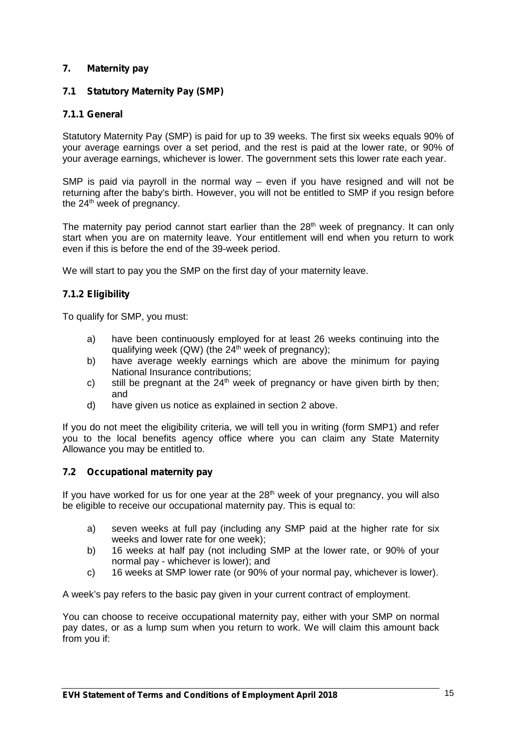## 7. Maternity pay

### 7.1 Statutory Maternity Pay (SMP)

#### 7.1.1 General

Statutory Maternity Pay (SMP) is paid for up to 39 weeks. The first six weeks equals 90% of your average earnings over a set period, and the rest is paid at the lower rate, or 90% of your average earnings, whichever is lower. The government sets this lower rate each year.

SMP is paid via payroll in the normal way – even if you have resigned and will not be returning after the baby's birth. However, you will not be entitled to SMP if you resign before the 24th week of pregnancy.

The maternity pay period cannot start earlier than the 28th week of pregnancy. It can only start when you are on maternity leave. Your entitlement will end when you return to work even if this is before the end of the 39-week period.

We will start to pay you the SMP on the first day of your maternity leave.

#### 7.1.2 Eligibility

To qualify for SMP, you must:

a) have been continuously employed for at least 26 weeks continuing into the qualifying week (QW) (the 24th week of pregnancy);
b) have average weekly earnings which are above the minimum for paying National Insurance contributions;
c) still be pregnant at the 24th week of pregnancy or have given birth by then; and
d) have given us notice as explained in section 2 above.

If you do not meet the eligibility criteria, we will tell you in writing (form SMP1) and refer you to the local benefits agency office where you can claim any State Maternity Allowance you may be entitled to.

### 7.2 Occupational maternity pay

If you have worked for us for one year at the 28th week of your pregnancy, you will also be eligible to receive our occupational maternity pay. This is equal to:

a) seven weeks at full pay (including any SMP paid at the higher rate for six weeks and lower rate for one week);
b) 16 weeks at half pay (not including SMP at the lower rate, or 90% of your normal pay - whichever is lower); and
c) 16 weeks at SMP lower rate (or 90% of your normal pay, whichever is lower).

A week's pay refers to the basic pay given in your current contract of employment.

You can choose to receive occupational maternity pay, either with your SMP on normal pay dates, or as a lump sum when you return to work. We will claim this amount back from you if: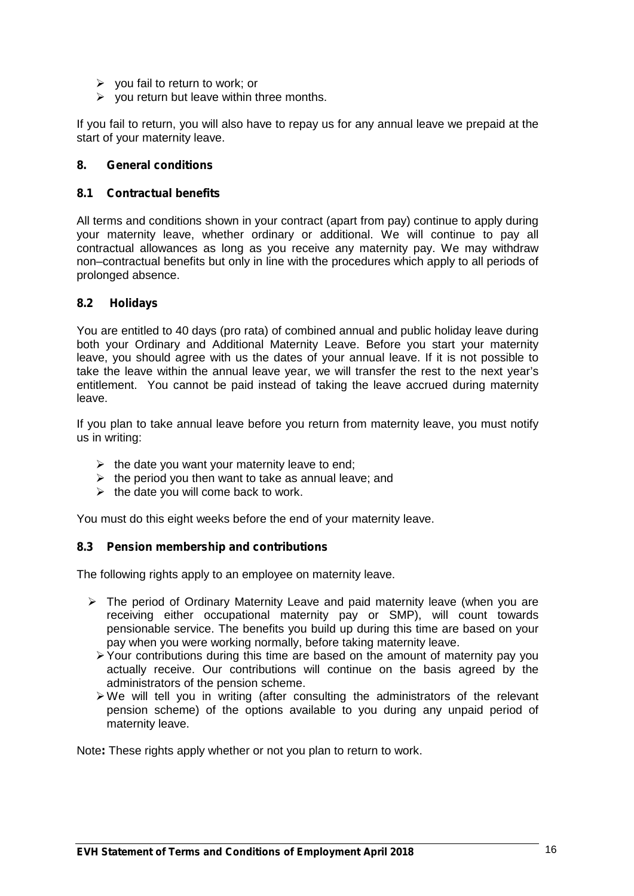- you fail to return to work; or
- you return but leave within three months.

If you fail to return, you will also have to repay us for any annual leave we prepaid at the start of your maternity leave.

## 8. General conditions

### 8.1 Contractual benefits

All terms and conditions shown in your contract (apart from pay) continue to apply during your maternity leave, whether ordinary or additional. We will continue to pay all contractual allowances as long as you receive any maternity pay. We may withdraw non–contractual benefits but only in line with the procedures which apply to all periods of prolonged absence.

### 8.2 Holidays

You are entitled to 40 days (pro rata) of combined annual and public holiday leave during both your Ordinary and Additional Maternity Leave. Before you start your maternity leave, you should agree with us the dates of your annual leave. If it is not possible to take the leave within the annual leave year, we will transfer the rest to the next year's entitlement. You cannot be paid instead of taking the leave accrued during maternity leave.

If you plan to take annual leave before you return from maternity leave, you must notify us in writing:

- the date you want your maternity leave to end;
- the period you then want to take as annual leave; and
- the date you will come back to work.

You must do this eight weeks before the end of your maternity leave.

### 8.3 Pension membership and contributions

The following rights apply to an employee on maternity leave.

- The period of Ordinary Maternity Leave and paid maternity leave (when you are receiving either occupational maternity pay or SMP), will count towards pensionable service. The benefits you build up during this time are based on your pay when you were working normally, before taking maternity leave.
- Your contributions during this time are based on the amount of maternity pay you actually receive. Our contributions will continue on the basis agreed by the administrators of the pension scheme.
- We will tell you in writing (after consulting the administrators of the relevant pension scheme) of the options available to you during any unpaid period of maternity leave.

Note**:** These rights apply whether or not you plan to return to work.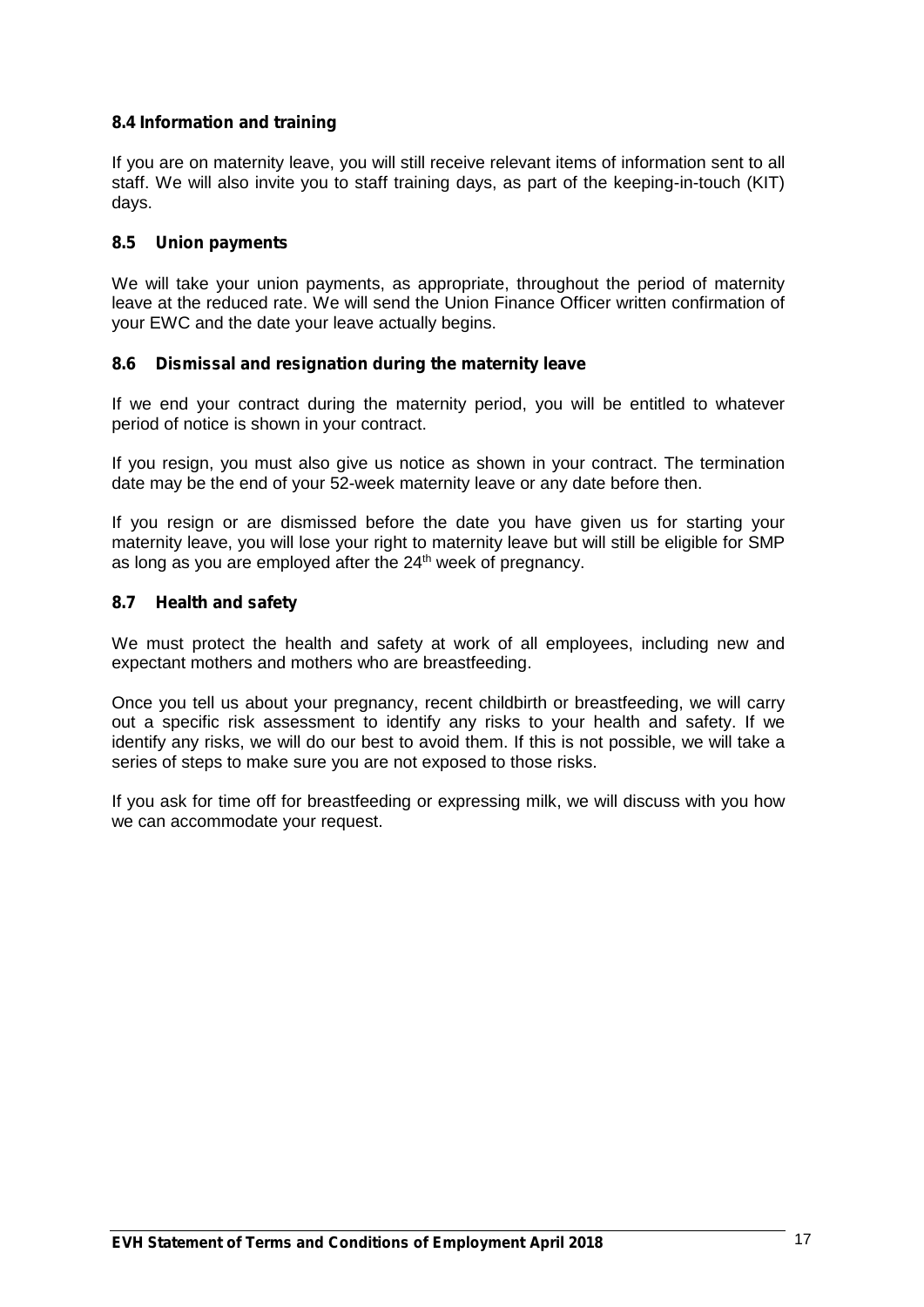### 8.4 Information and training

If you are on maternity leave, you will still receive relevant items of information sent to all staff. We will also invite you to staff training days, as part of the keeping-in-touch (KIT) days.

### 8.5 Union payments

We will take your union payments, as appropriate, throughout the period of maternity leave at the reduced rate. We will send the Union Finance Officer written confirmation of your EWC and the date your leave actually begins.

### 8.6 Dismissal and resignation during the maternity leave

If we end your contract during the maternity period, you will be entitled to whatever period of notice is shown in your contract.

If you resign, you must also give us notice as shown in your contract. The termination date may be the end of your 52-week maternity leave or any date before then.

If you resign or are dismissed before the date you have given us for starting your maternity leave, you will lose your right to maternity leave but will still be eligible for SMP as long as you are employed after the 24th week of pregnancy.

### 8.7 Health and safety

We must protect the health and safety at work of all employees, including new and expectant mothers and mothers who are breastfeeding.

Once you tell us about your pregnancy, recent childbirth or breastfeeding, we will carry out a specific risk assessment to identify any risks to your health and safety. If we identify any risks, we will do our best to avoid them. If this is not possible, we will take a series of steps to make sure you are not exposed to those risks.

If you ask for time off for breastfeeding or expressing milk, we will discuss with you how we can accommodate your request.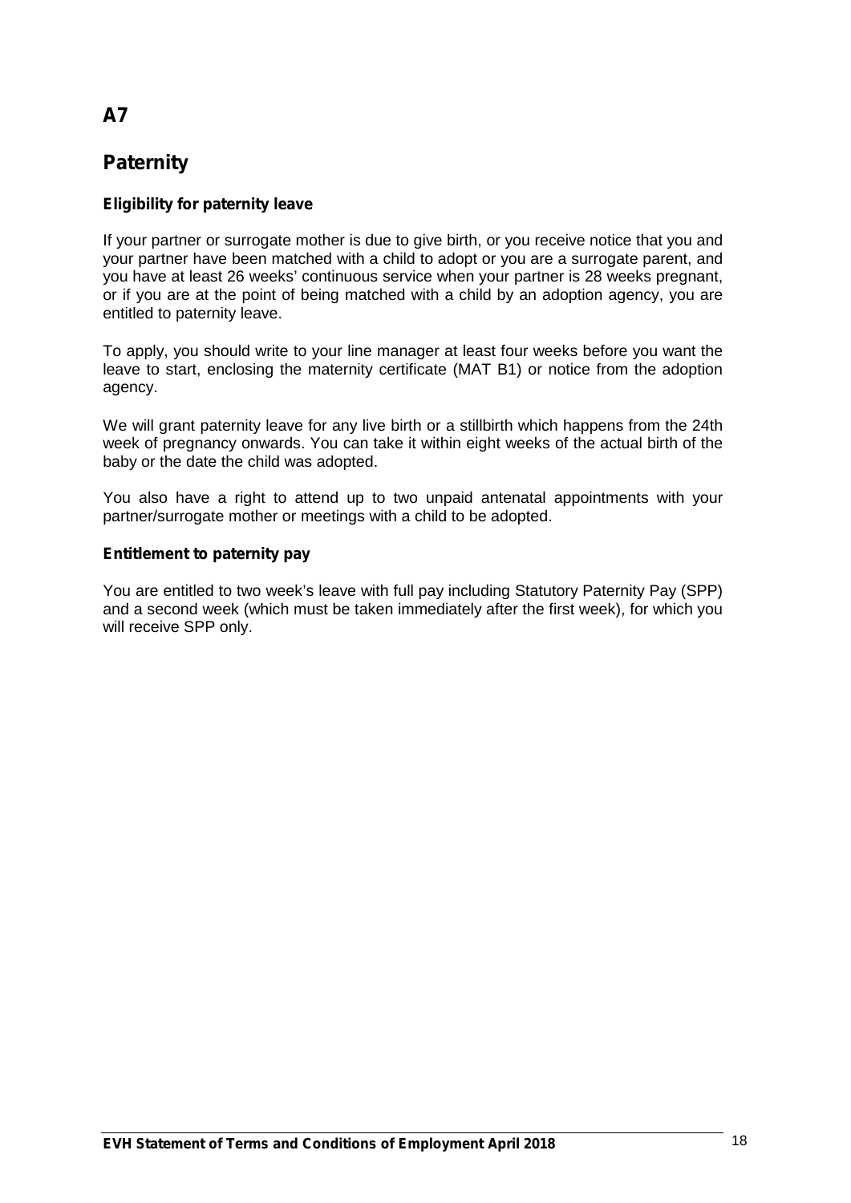# A7

## Paternity

### Eligibility for paternity leave

If your partner or surrogate mother is due to give birth, or you receive notice that you and your partner have been matched with a child to adopt or you are a surrogate parent, and you have at least 26 weeks' continuous service when your partner is 28 weeks pregnant, or if you are at the point of being matched with a child by an adoption agency, you are entitled to paternity leave.

To apply, you should write to your line manager at least four weeks before you want the leave to start, enclosing the maternity certificate (MAT B1) or notice from the adoption agency.

We will grant paternity leave for any live birth or a stillbirth which happens from the 24th week of pregnancy onwards. You can take it within eight weeks of the actual birth of the baby or the date the child was adopted.

You also have a right to attend up to two unpaid antenatal appointments with your partner/surrogate mother or meetings with a child to be adopted.

### Entitlement to paternity pay

You are entitled to two week's leave with full pay including Statutory Paternity Pay (SPP) and a second week (which must be taken immediately after the first week), for which you will receive SPP only.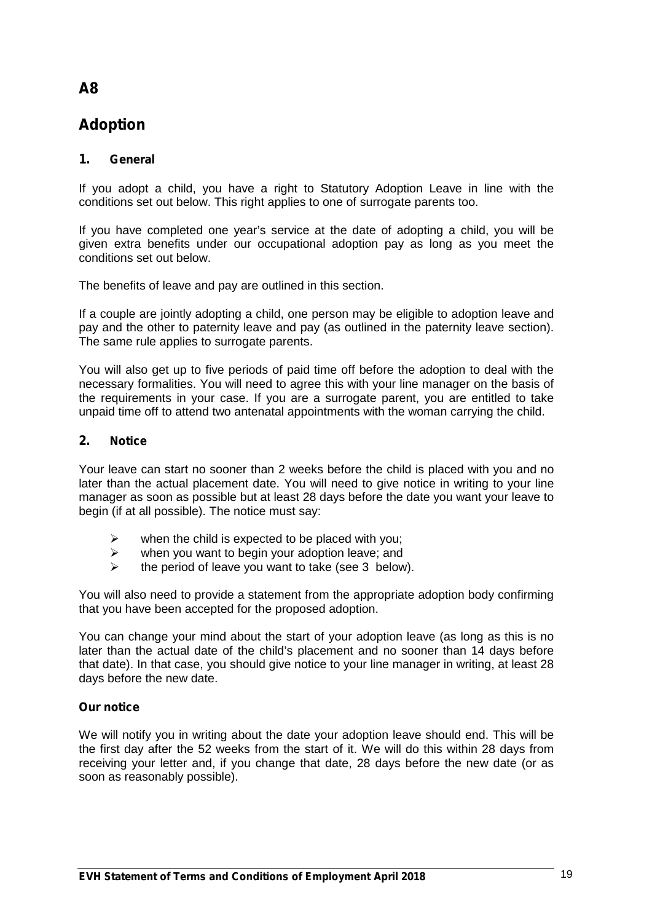# A8

# Adoption

## 1. General

If you adopt a child, you have a right to Statutory Adoption Leave in line with the conditions set out below. This right applies to one of surrogate parents too.

If you have completed one year's service at the date of adopting a child, you will be given extra benefits under our occupational adoption pay as long as you meet the conditions set out below.

The benefits of leave and pay are outlined in this section.

If a couple are jointly adopting a child, one person may be eligible to adoption leave and pay and the other to paternity leave and pay (as outlined in the paternity leave section). The same rule applies to surrogate parents.

You will also get up to five periods of paid time off before the adoption to deal with the necessary formalities. You will need to agree this with your line manager on the basis of the requirements in your case. If you are a surrogate parent, you are entitled to take unpaid time off to attend two antenatal appointments with the woman carrying the child.

## 2. Notice

Your leave can start no sooner than 2 weeks before the child is placed with you and no later than the actual placement date. You will need to give notice in writing to your line manager as soon as possible but at least 28 days before the date you want your leave to begin (if at all possible). The notice must say:

- when the child is expected to be placed with you;
- when you want to begin your adoption leave; and
- the period of leave you want to take (see 3 below).

You will also need to provide a statement from the appropriate adoption body confirming that you have been accepted for the proposed adoption.

You can change your mind about the start of your adoption leave (as long as this is no later than the actual date of the child's placement and no sooner than 14 days before that date). In that case, you should give notice to your line manager in writing, at least 28 days before the new date.

### Our notice

We will notify you in writing about the date your adoption leave should end. This will be the first day after the 52 weeks from the start of it. We will do this within 28 days from receiving your letter and, if you change that date, 28 days before the new date (or as soon as reasonably possible).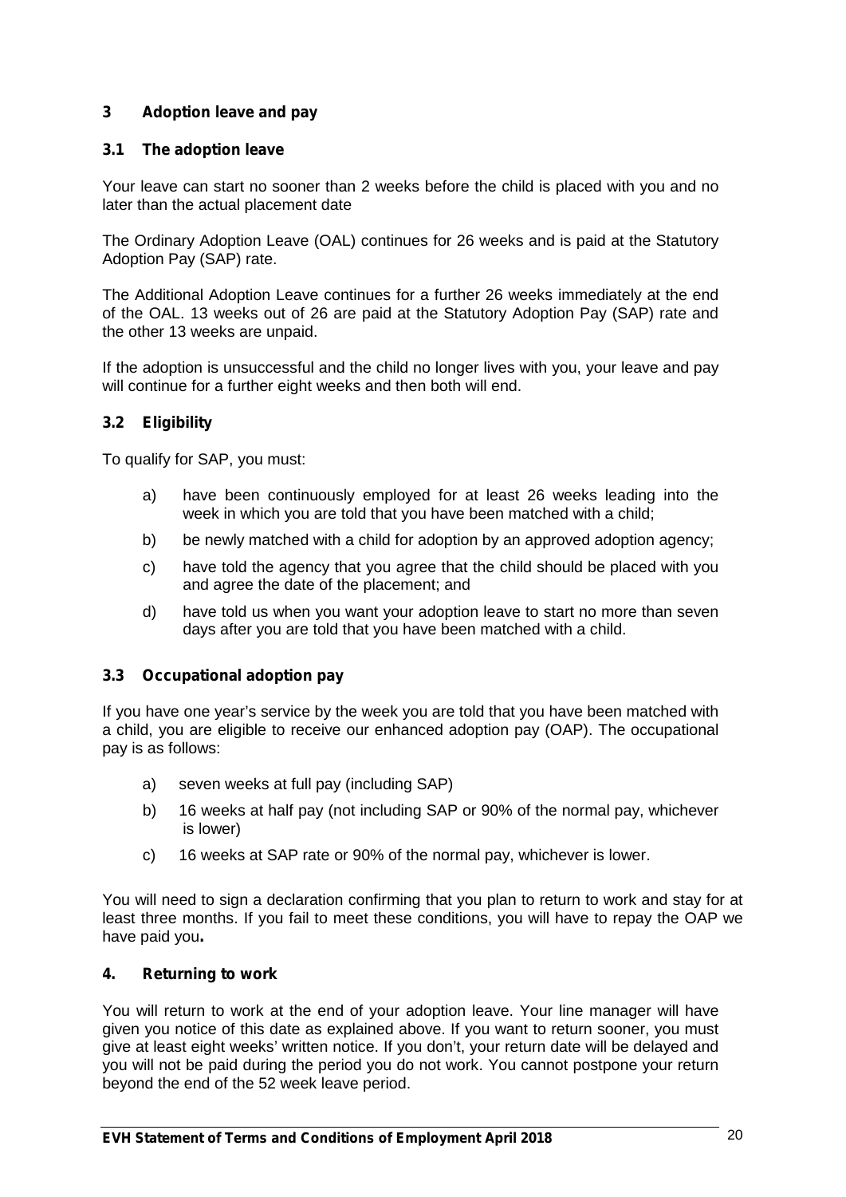## 3 Adoption leave and pay

### 3.1 The adoption leave

Your leave can start no sooner than 2 weeks before the child is placed with you and no later than the actual placement date

The Ordinary Adoption Leave (OAL) continues for 26 weeks and is paid at the Statutory Adoption Pay (SAP) rate.

The Additional Adoption Leave continues for a further 26 weeks immediately at the end of the OAL. 13 weeks out of 26 are paid at the Statutory Adoption Pay (SAP) rate and the other 13 weeks are unpaid.

If the adoption is unsuccessful and the child no longer lives with you, your leave and pay will continue for a further eight weeks and then both will end.

### 3.2 Eligibility

To qualify for SAP, you must:

a) have been continuously employed for at least 26 weeks leading into the week in which you are told that you have been matched with a child;

b) be newly matched with a child for adoption by an approved adoption agency;

c) have told the agency that you agree that the child should be placed with you and agree the date of the placement; and

d) have told us when you want your adoption leave to start no more than seven days after you are told that you have been matched with a child.

### 3.3 Occupational adoption pay

If you have one year's service by the week you are told that you have been matched with a child, you are eligible to receive our enhanced adoption pay (OAP). The occupational pay is as follows:

a) seven weeks at full pay (including SAP)

b) 16 weeks at half pay (not including SAP or 90% of the normal pay, whichever is lower)

c) 16 weeks at SAP rate or 90% of the normal pay, whichever is lower.

You will need to sign a declaration confirming that you plan to return to work and stay for at least three months. If you fail to meet these conditions, you will have to repay the OAP we have paid you**.**

## 4. Returning to work

You will return to work at the end of your adoption leave. Your line manager will have given you notice of this date as explained above. If you want to return sooner, you must give at least eight weeks' written notice. If you don't, your return date will be delayed and you will not be paid during the period you do not work. You cannot postpone your return beyond the end of the 52 week leave period.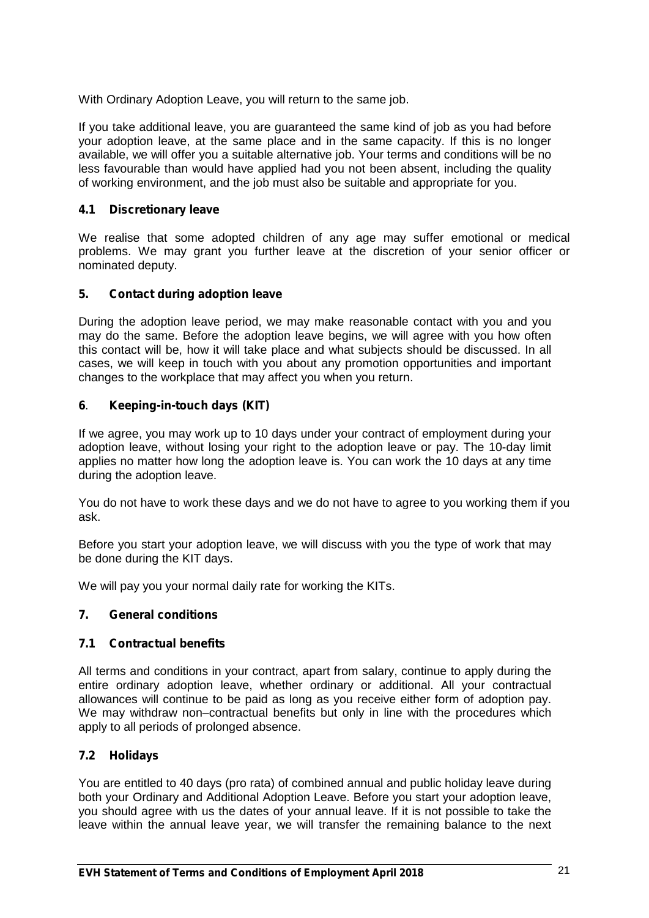With Ordinary Adoption Leave, you will return to the same job.

If you take additional leave, you are guaranteed the same kind of job as you had before your adoption leave, at the same place and in the same capacity. If this is no longer available, we will offer you a suitable alternative job. Your terms and conditions will be no less favourable than would have applied had you not been absent, including the quality of working environment, and the job must also be suitable and appropriate for you.

### 4.1 Discretionary leave

We realise that some adopted children of any age may suffer emotional or medical problems. We may grant you further leave at the discretion of your senior officer or nominated deputy.

## 5. Contact during adoption leave

During the adoption leave period, we may make reasonable contact with you and you may do the same. Before the adoption leave begins, we will agree with you how often this contact will be, how it will take place and what subjects should be discussed. In all cases, we will keep in touch with you about any promotion opportunities and important changes to the workplace that may affect you when you return.

## 6. Keeping-in-touch days (KIT)

If we agree, you may work up to 10 days under your contract of employment during your adoption leave, without losing your right to the adoption leave or pay. The 10-day limit applies no matter how long the adoption leave is. You can work the 10 days at any time during the adoption leave.

You do not have to work these days and we do not have to agree to you working them if you ask.

Before you start your adoption leave, we will discuss with you the type of work that may be done during the KIT days.

We will pay you your normal daily rate for working the KITs.

## 7. General conditions

### 7.1 Contractual benefits

All terms and conditions in your contract, apart from salary, continue to apply during the entire ordinary adoption leave, whether ordinary or additional. All your contractual allowances will continue to be paid as long as you receive either form of adoption pay. We may withdraw non–contractual benefits but only in line with the procedures which apply to all periods of prolonged absence.

### 7.2 Holidays

You are entitled to 40 days (pro rata) of combined annual and public holiday leave during both your Ordinary and Additional Adoption Leave. Before you start your adoption leave, you should agree with us the dates of your annual leave. If it is not possible to take the leave within the annual leave year, we will transfer the remaining balance to the next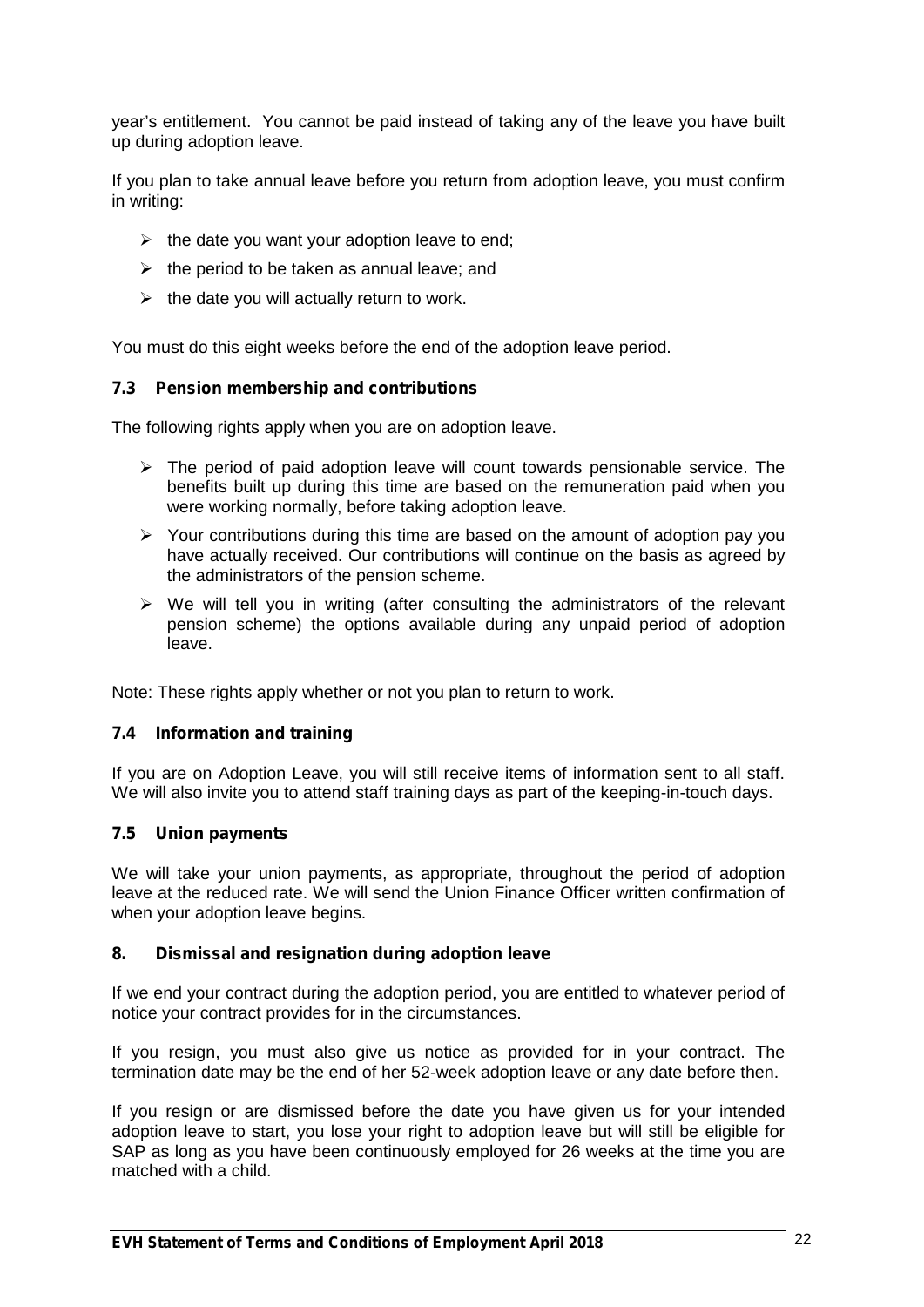year's entitlement. You cannot be paid instead of taking any of the leave you have built up during adoption leave.

If you plan to take annual leave before you return from adoption leave, you must confirm in writing:

- the date you want your adoption leave to end;
- the period to be taken as annual leave; and
- the date you will actually return to work.

You must do this eight weeks before the end of the adoption leave period.

### 7.3 Pension membership and contributions

The following rights apply when you are on adoption leave.

- The period of paid adoption leave will count towards pensionable service. The benefits built up during this time are based on the remuneration paid when you were working normally, before taking adoption leave.
- Your contributions during this time are based on the amount of adoption pay you have actually received. Our contributions will continue on the basis as agreed by the administrators of the pension scheme.
- We will tell you in writing (after consulting the administrators of the relevant pension scheme) the options available during any unpaid period of adoption leave.

Note: These rights apply whether or not you plan to return to work.

### 7.4 Information and training

If you are on Adoption Leave, you will still receive items of information sent to all staff. We will also invite you to attend staff training days as part of the keeping-in-touch days.

### 7.5 Union payments

We will take your union payments, as appropriate, throughout the period of adoption leave at the reduced rate. We will send the Union Finance Officer written confirmation of when your adoption leave begins.

## 8. Dismissal and resignation during adoption leave

If we end your contract during the adoption period, you are entitled to whatever period of notice your contract provides for in the circumstances.

If you resign, you must also give us notice as provided for in your contract. The termination date may be the end of her 52-week adoption leave or any date before then.

If you resign or are dismissed before the date you have given us for your intended adoption leave to start, you lose your right to adoption leave but will still be eligible for SAP as long as you have been continuously employed for 26 weeks at the time you are matched with a child.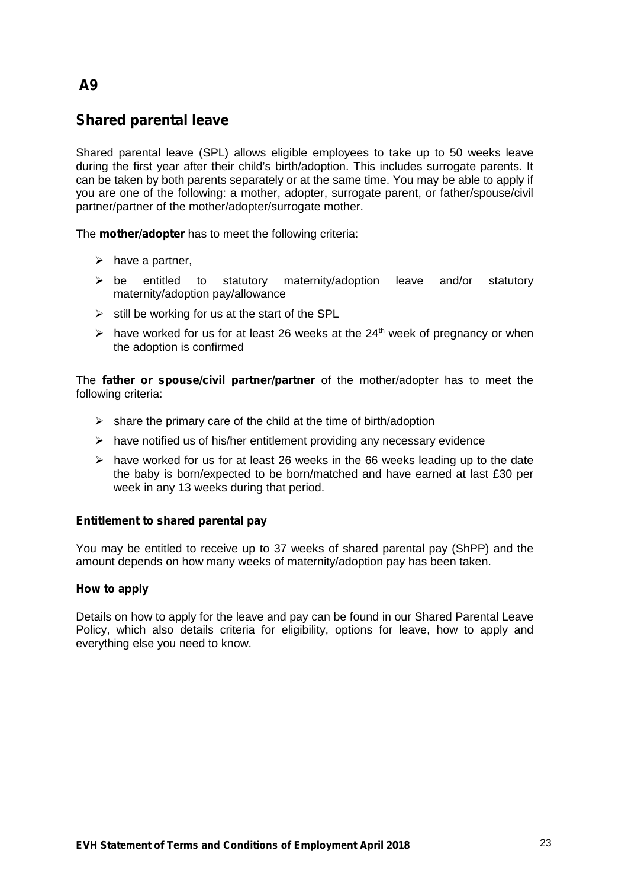## A9

## Shared parental leave

Shared parental leave (SPL) allows eligible employees to take up to 50 weeks leave during the first year after their child's birth/adoption. This includes surrogate parents. It can be taken by both parents separately or at the same time. You may be able to apply if you are one of the following: a mother, adopter, surrogate parent, or father/spouse/civil partner/partner of the mother/adopter/surrogate mother.

The **mother/adopter** has to meet the following criteria:

- have a partner,
- be entitled to statutory maternity/adoption leave and/or statutory maternity/adoption pay/allowance
- still be working for us at the start of the SPL
- have worked for us for at least 26 weeks at the 24th week of pregnancy or when the adoption is confirmed

The **father or spouse/civil partner/partner** of the mother/adopter has to meet the following criteria:

- share the primary care of the child at the time of birth/adoption
- have notified us of his/her entitlement providing any necessary evidence
- have worked for us for at least 26 weeks in the 66 weeks leading up to the date the baby is born/expected to be born/matched and have earned at last £30 per week in any 13 weeks during that period.

### Entitlement to shared parental pay

You may be entitled to receive up to 37 weeks of shared parental pay (ShPP) and the amount depends on how many weeks of maternity/adoption pay has been taken.

### How to apply

Details on how to apply for the leave and pay can be found in our Shared Parental Leave Policy, which also details criteria for eligibility, options for leave, how to apply and everything else you need to know.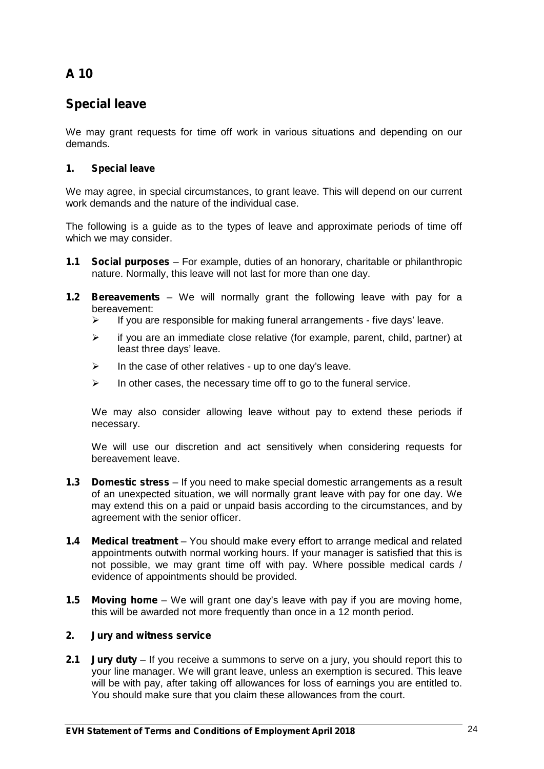# A 10

## Special leave

We may grant requests for time off work in various situations and depending on our demands.

### 1. Special leave

We may agree, in special circumstances, to grant leave. This will depend on our current work demands and the nature of the individual case.

The following is a guide as to the types of leave and approximate periods of time off which we may consider.

**1.1 Social purposes** – For example, duties of an honorary, charitable or philanthropic nature. Normally, this leave will not last for more than one day.

**1.2 Bereavements** – We will normally grant the following leave with pay for a bereavement:

- If you are responsible for making funeral arrangements - five days' leave.
- if you are an immediate close relative (for example, parent, child, partner) at least three days' leave.
- In the case of other relatives - up to one day's leave.
- In other cases, the necessary time off to go to the funeral service.

We may also consider allowing leave without pay to extend these periods if necessary.

We will use our discretion and act sensitively when considering requests for bereavement leave.

**1.3 Domestic stress** – If you need to make special domestic arrangements as a result of an unexpected situation, we will normally grant leave with pay for one day. We may extend this on a paid or unpaid basis according to the circumstances, and by agreement with the senior officer.

**1.4 Medical treatment** – You should make every effort to arrange medical and related appointments outwith normal working hours. If your manager is satisfied that this is not possible, we may grant time off with pay. Where possible medical cards / evidence of appointments should be provided.

**1.5 Moving home** – We will grant one day's leave with pay if you are moving home, this will be awarded not more frequently than once in a 12 month period.

### 2. Jury and witness service

**2.1 Jury duty** – If you receive a summons to serve on a jury, you should report this to your line manager. We will grant leave, unless an exemption is secured. This leave will be with pay, after taking off allowances for loss of earnings you are entitled to. You should make sure that you claim these allowances from the court.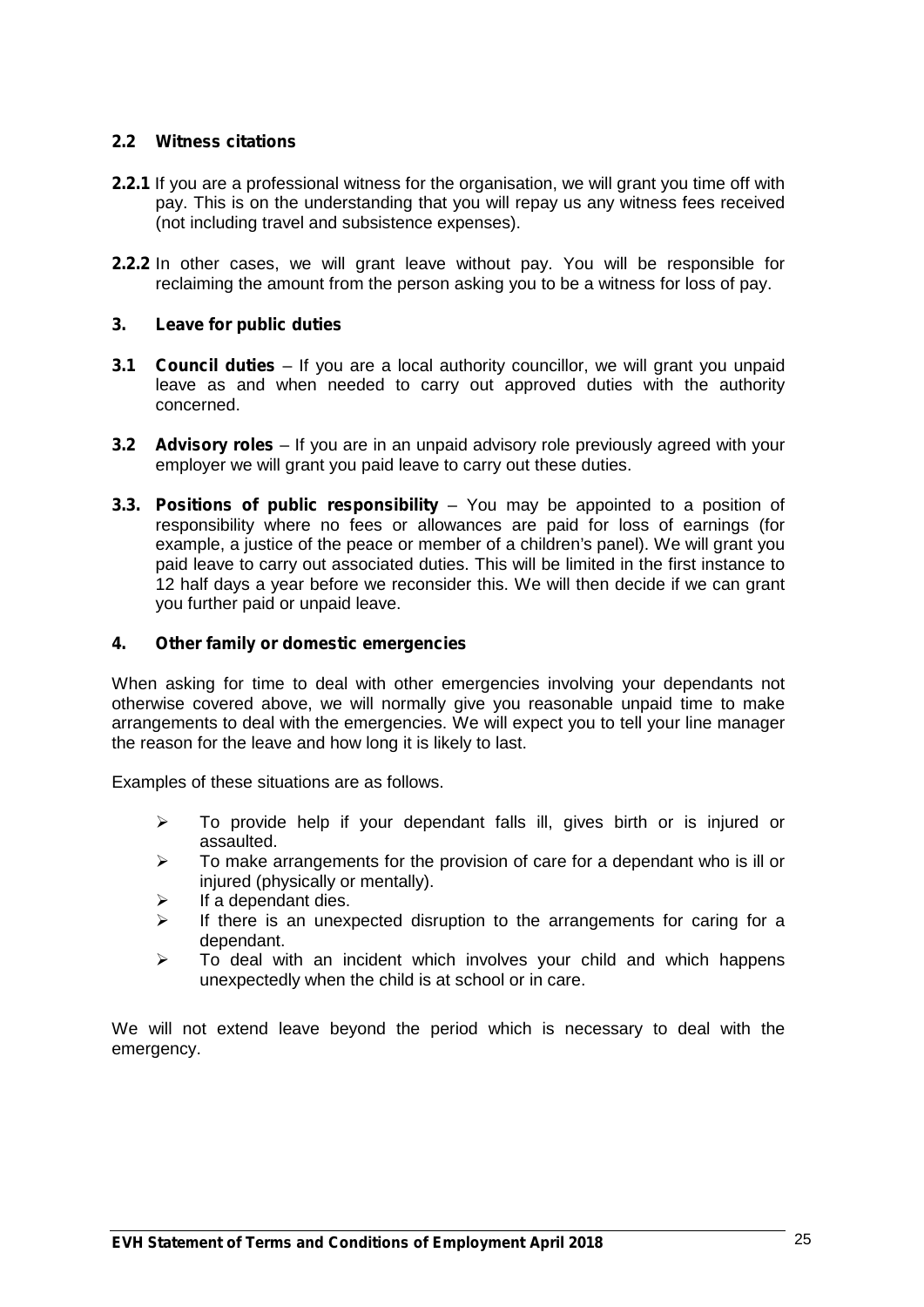### 2.2 Witness citations

**2.2.1** If you are a professional witness for the organisation, we will grant you time off with pay. This is on the understanding that you will repay us any witness fees received (not including travel and subsistence expenses).

**2.2.2** In other cases, we will grant leave without pay. You will be responsible for reclaiming the amount from the person asking you to be a witness for loss of pay.

## 3. Leave for public duties

**3.1 Council duties** – If you are a local authority councillor, we will grant you unpaid leave as and when needed to carry out approved duties with the authority concerned.

**3.2 Advisory roles** – If you are in an unpaid advisory role previously agreed with your employer we will grant you paid leave to carry out these duties.

**3.3. Positions of public responsibility** – You may be appointed to a position of responsibility where no fees or allowances are paid for loss of earnings (for example, a justice of the peace or member of a children's panel). We will grant you paid leave to carry out associated duties. This will be limited in the first instance to 12 half days a year before we reconsider this. We will then decide if we can grant you further paid or unpaid leave.

## 4. Other family or domestic emergencies

When asking for time to deal with other emergencies involving your dependants not otherwise covered above, we will normally give you reasonable unpaid time to make arrangements to deal with the emergencies. We will expect you to tell your line manager the reason for the leave and how long it is likely to last.

Examples of these situations are as follows.

- To provide help if your dependant falls ill, gives birth or is injured or assaulted.
- To make arrangements for the provision of care for a dependant who is ill or injured (physically or mentally).
- If a dependant dies.
- If there is an unexpected disruption to the arrangements for caring for a dependant.
- To deal with an incident which involves your child and which happens unexpectedly when the child is at school or in care.

We will not extend leave beyond the period which is necessary to deal with the emergency.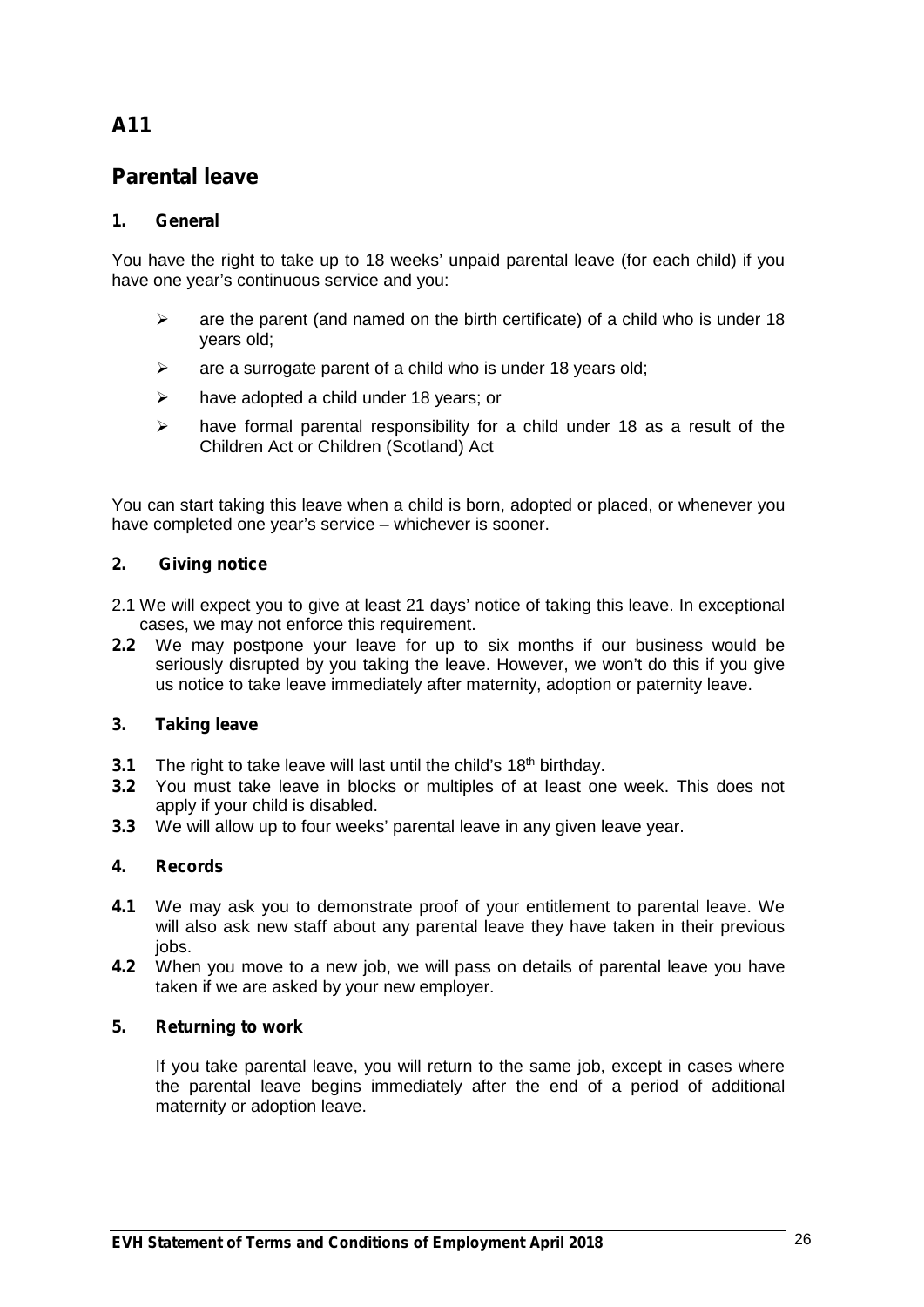# A11

## Parental leave

### 1. General

You have the right to take up to 18 weeks' unpaid parental leave (for each child) if you have one year's continuous service and you:

- are the parent (and named on the birth certificate) of a child who is under 18 years old;
- are a surrogate parent of a child who is under 18 years old;
- have adopted a child under 18 years; or
- have formal parental responsibility for a child under 18 as a result of the Children Act or Children (Scotland) Act

You can start taking this leave when a child is born, adopted or placed, or whenever you have completed one year's service – whichever is sooner.

### 2. Giving notice

2.1 We will expect you to give at least 21 days' notice of taking this leave. In exceptional cases, we may not enforce this requirement.

**2.2** We may postpone your leave for up to six months if our business would be seriously disrupted by you taking the leave. However, we won't do this if you give us notice to take leave immediately after maternity, adoption or paternity leave.

### 3. Taking leave

**3.1** The right to take leave will last until the child's 18th birthday.

**3.2** You must take leave in blocks or multiples of at least one week. This does not apply if your child is disabled.

**3.3** We will allow up to four weeks' parental leave in any given leave year.

### 4. Records

**4.1** We may ask you to demonstrate proof of your entitlement to parental leave. We will also ask new staff about any parental leave they have taken in their previous jobs.

**4.2** When you move to a new job, we will pass on details of parental leave you have taken if we are asked by your new employer.

### 5. Returning to work

If you take parental leave, you will return to the same job, except in cases where the parental leave begins immediately after the end of a period of additional maternity or adoption leave.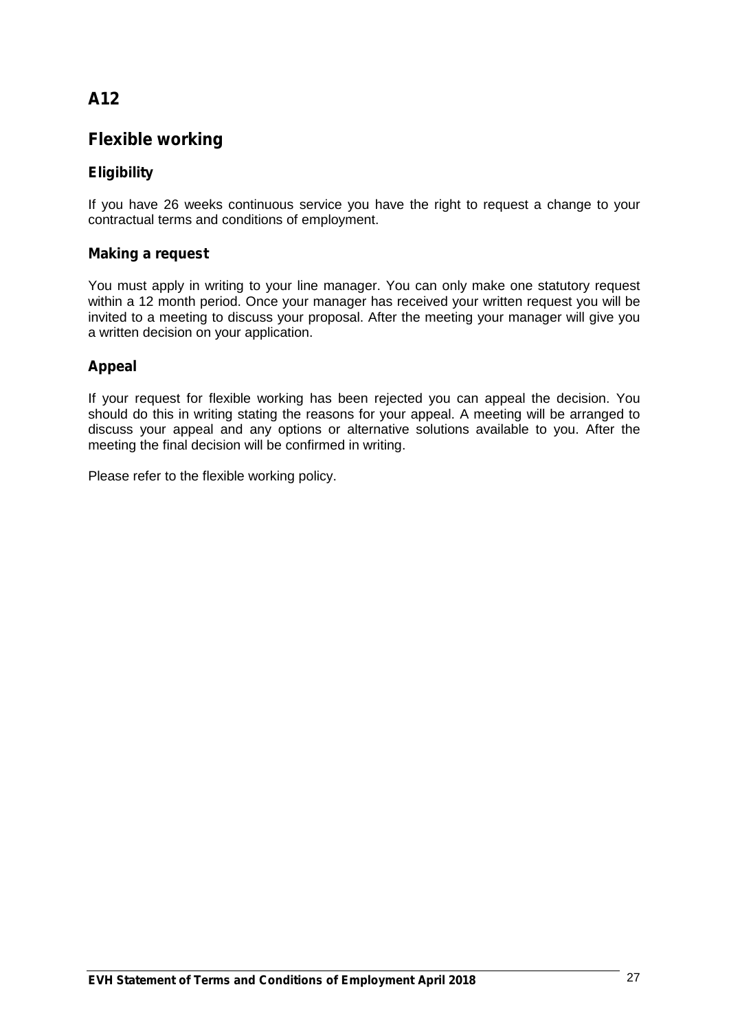# A12

## Flexible working

### Eligibility

If you have 26 weeks continuous service you have the right to request a change to your contractual terms and conditions of employment.

### Making a request

You must apply in writing to your line manager. You can only make one statutory request within a 12 month period. Once your manager has received your written request you will be invited to a meeting to discuss your proposal. After the meeting your manager will give you a written decision on your application.

### Appeal

If your request for flexible working has been rejected you can appeal the decision. You should do this in writing stating the reasons for your appeal. A meeting will be arranged to discuss your appeal and any options or alternative solutions available to you. After the meeting the final decision will be confirmed in writing.

Please refer to the flexible working policy.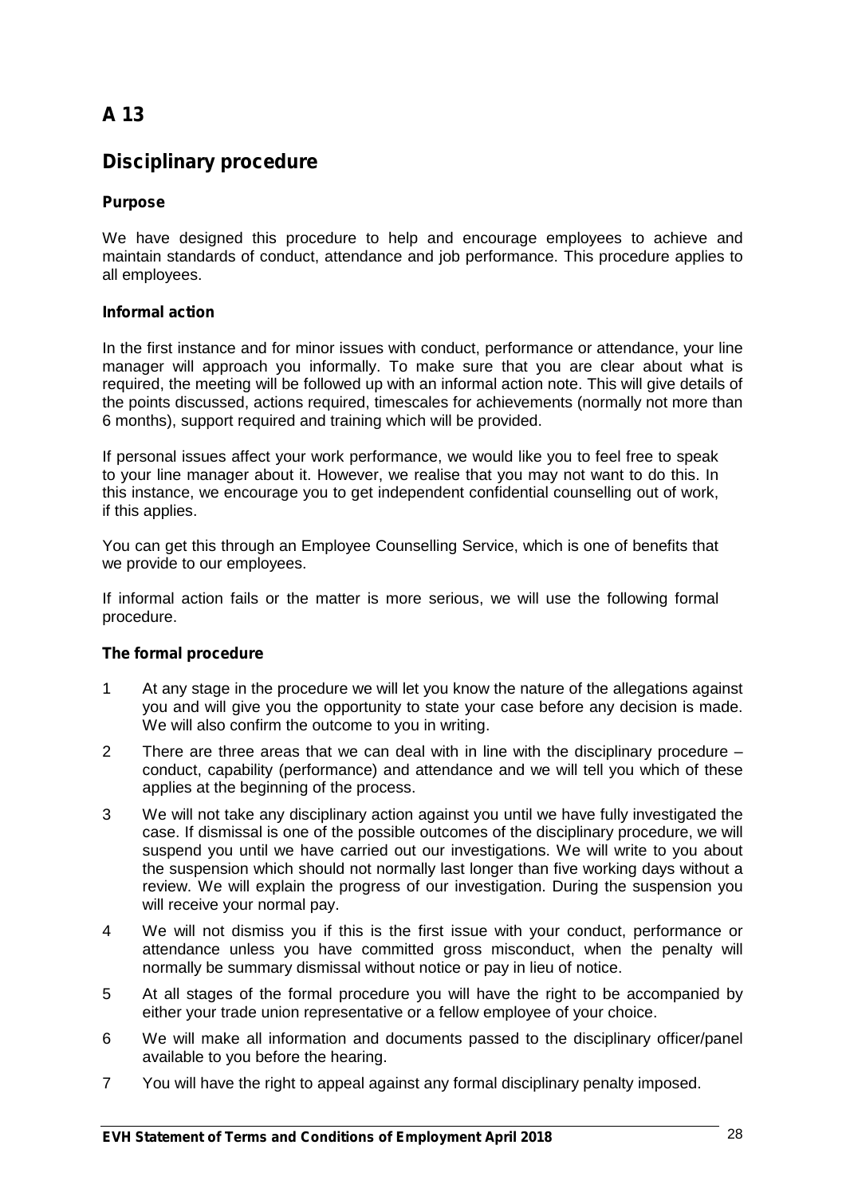# A 13

## Disciplinary procedure

### Purpose

We have designed this procedure to help and encourage employees to achieve and maintain standards of conduct, attendance and job performance. This procedure applies to all employees.

### Informal action

In the first instance and for minor issues with conduct, performance or attendance, your line manager will approach you informally. To make sure that you are clear about what is required, the meeting will be followed up with an informal action note. This will give details of the points discussed, actions required, timescales for achievements (normally not more than 6 months), support required and training which will be provided.

If personal issues affect your work performance, we would like you to feel free to speak to your line manager about it. However, we realise that you may not want to do this. In this instance, we encourage you to get independent confidential counselling out of work, if this applies.

You can get this through an Employee Counselling Service, which is one of benefits that we provide to our employees.

If informal action fails or the matter is more serious, we will use the following formal procedure.

### The formal procedure

1. At any stage in the procedure we will let you know the nature of the allegations against you and will give you the opportunity to state your case before any decision is made. We will also confirm the outcome to you in writing.
2. There are three areas that we can deal with in line with the disciplinary procedure – conduct, capability (performance) and attendance and we will tell you which of these applies at the beginning of the process.
3. We will not take any disciplinary action against you until we have fully investigated the case. If dismissal is one of the possible outcomes of the disciplinary procedure, we will suspend you until we have carried out our investigations. We will write to you about the suspension which should not normally last longer than five working days without a review. We will explain the progress of our investigation. During the suspension you will receive your normal pay.
4. We will not dismiss you if this is the first issue with your conduct, performance or attendance unless you have committed gross misconduct, when the penalty will normally be summary dismissal without notice or pay in lieu of notice.
5. At all stages of the formal procedure you will have the right to be accompanied by either your trade union representative or a fellow employee of your choice.
6. We will make all information and documents passed to the disciplinary officer/panel available to you before the hearing.
7. You will have the right to appeal against any formal disciplinary penalty imposed.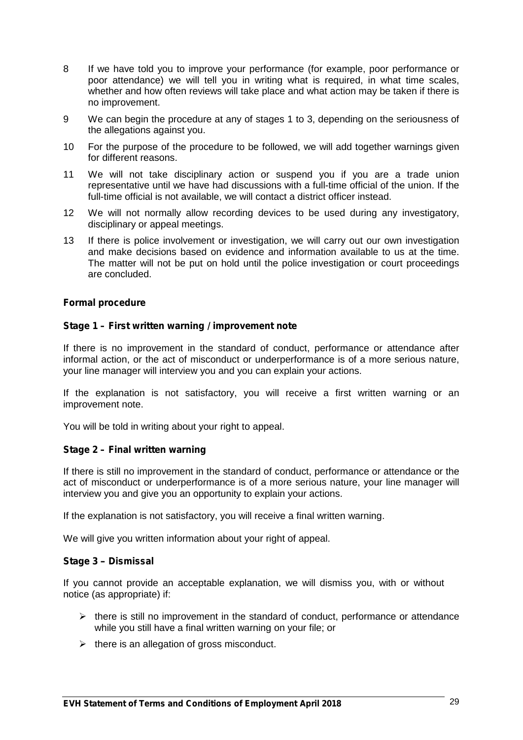8 If we have told you to improve your performance (for example, poor performance or poor attendance) we will tell you in writing what is required, in what time scales, whether and how often reviews will take place and what action may be taken if there is no improvement.

9 We can begin the procedure at any of stages 1 to 3, depending on the seriousness of the allegations against you.

10 For the purpose of the procedure to be followed, we will add together warnings given for different reasons.

11 We will not take disciplinary action or suspend you if you are a trade union representative until we have had discussions with a full-time official of the union. If the full-time official is not available, we will contact a district officer instead.

12 We will not normally allow recording devices to be used during any investigatory, disciplinary or appeal meetings.

13 If there is police involvement or investigation, we will carry out our own investigation and make decisions based on evidence and information available to us at the time. The matter will not be put on hold until the police investigation or court proceedings are concluded.

**Formal procedure**

**Stage 1 – First written warning / improvement note**

If there is no improvement in the standard of conduct, performance or attendance after informal action, or the act of misconduct or underperformance is of a more serious nature, your line manager will interview you and you can explain your actions.

If the explanation is not satisfactory, you will receive a first written warning or an improvement note.

You will be told in writing about your right to appeal.

**Stage 2 – Final written warning**

If there is still no improvement in the standard of conduct, performance or attendance or the act of misconduct or underperformance is of a more serious nature, your line manager will interview you and give you an opportunity to explain your actions.

If the explanation is not satisfactory, you will receive a final written warning.

We will give you written information about your right of appeal.

**Stage 3 – Dismissal**

If you cannot provide an acceptable explanation, we will dismiss you, with or without notice (as appropriate) if:

- there is still no improvement in the standard of conduct, performance or attendance while you still have a final written warning on your file; or
- there is an allegation of gross misconduct.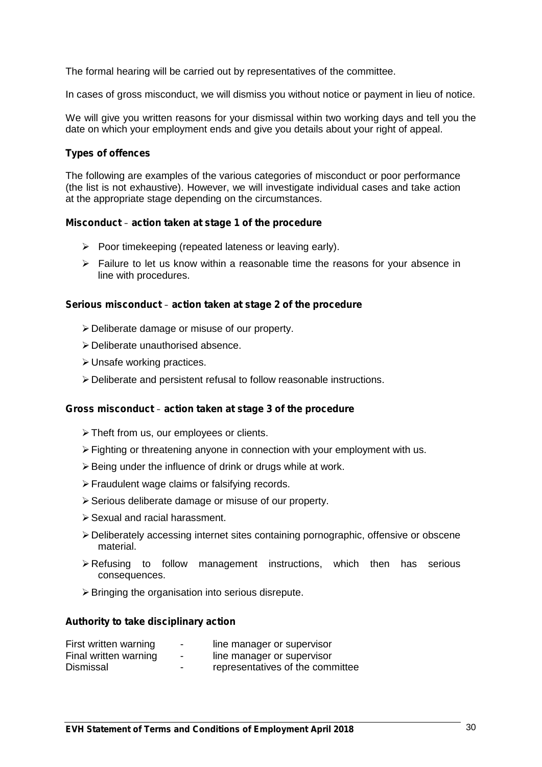The formal hearing will be carried out by representatives of the committee.

In cases of gross misconduct, we will dismiss you without notice or payment in lieu of notice.

We will give you written reasons for your dismissal within two working days and tell you the date on which your employment ends and give you details about your right of appeal.

**Types of offences**

The following are examples of the various categories of misconduct or poor performance (the list is not exhaustive). However, we will investigate individual cases and take action at the appropriate stage depending on the circumstances.

**Misconduct – action taken at stage 1 of the procedure**

- Poor timekeeping (repeated lateness or leaving early).
- Failure to let us know within a reasonable time the reasons for your absence in line with procedures.

**Serious misconduct – action taken at stage 2 of the procedure**

- Deliberate damage or misuse of our property.
- Deliberate unauthorised absence.
- Unsafe working practices.
- Deliberate and persistent refusal to follow reasonable instructions.

**Gross misconduct – action taken at stage 3 of the procedure**

- Theft from us, our employees or clients.
- Fighting or threatening anyone in connection with your employment with us.
- Being under the influence of drink or drugs while at work.
- Fraudulent wage claims or falsifying records.
- Serious deliberate damage or misuse of our property.
- Sexual and racial harassment.
- Deliberately accessing internet sites containing pornographic, offensive or obscene material.
- Refusing to follow management instructions, which then has serious consequences.
- Bringing the organisation into serious disrepute.

**Authority to take disciplinary action**

| | | |
|---|---|---|
| First written warning | - | line manager or supervisor |
| Final written warning | - | line manager or supervisor |
| Dismissal | - | representatives of the committee |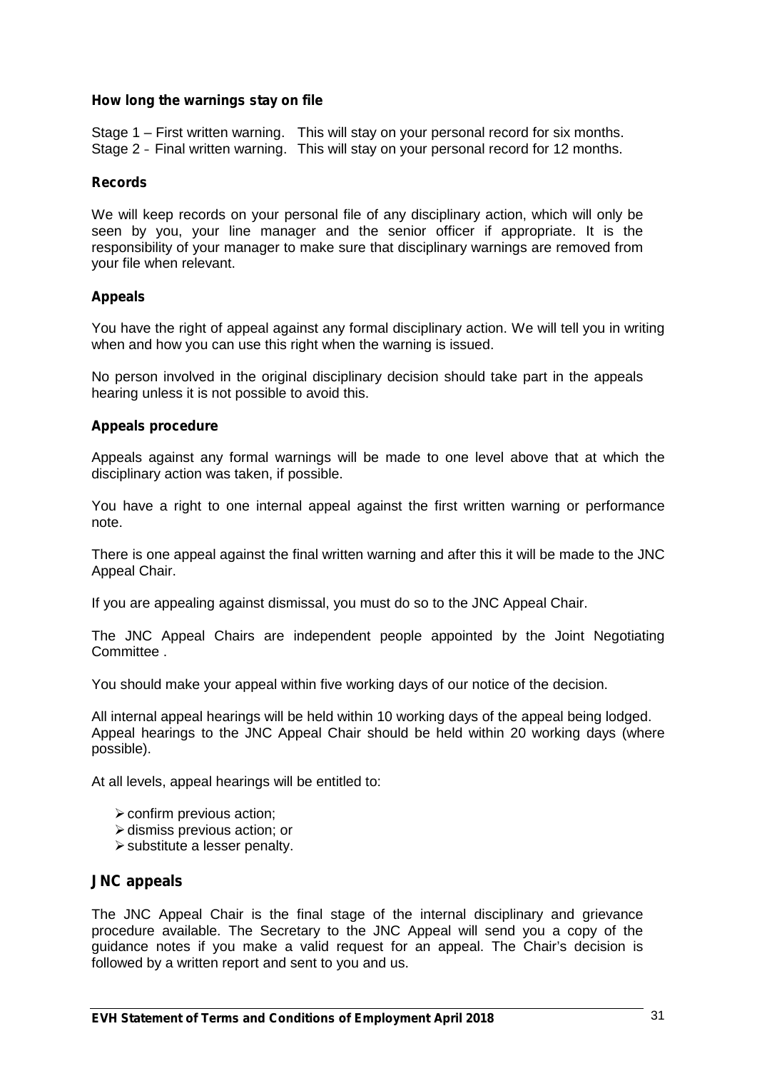### How long the warnings stay on file

Stage 1 – First written warning. This will stay on your personal record for six months.
Stage 2 - Final written warning. This will stay on your personal record for 12 months.

### Records

We will keep records on your personal file of any disciplinary action, which will only be seen by you, your line manager and the senior officer if appropriate. It is the responsibility of your manager to make sure that disciplinary warnings are removed from your file when relevant.

### Appeals

You have the right of appeal against any formal disciplinary action. We will tell you in writing when and how you can use this right when the warning is issued.

No person involved in the original disciplinary decision should take part in the appeals hearing unless it is not possible to avoid this.

### Appeals procedure

Appeals against any formal warnings will be made to one level above that at which the disciplinary action was taken, if possible.

You have a right to one internal appeal against the first written warning or performance note.

There is one appeal against the final written warning and after this it will be made to the JNC Appeal Chair.

If you are appealing against dismissal, you must do so to the JNC Appeal Chair.

The JNC Appeal Chairs are independent people appointed by the Joint Negotiating Committee .

You should make your appeal within five working days of our notice of the decision.

All internal appeal hearings will be held within 10 working days of the appeal being lodged. Appeal hearings to the JNC Appeal Chair should be held within 20 working days (where possible).

At all levels, appeal hearings will be entitled to:

- confirm previous action;
- dismiss previous action; or
- substitute a lesser penalty.

## JNC appeals

The JNC Appeal Chair is the final stage of the internal disciplinary and grievance procedure available. The Secretary to the JNC Appeal will send you a copy of the guidance notes if you make a valid request for an appeal. The Chair's decision is followed by a written report and sent to you and us.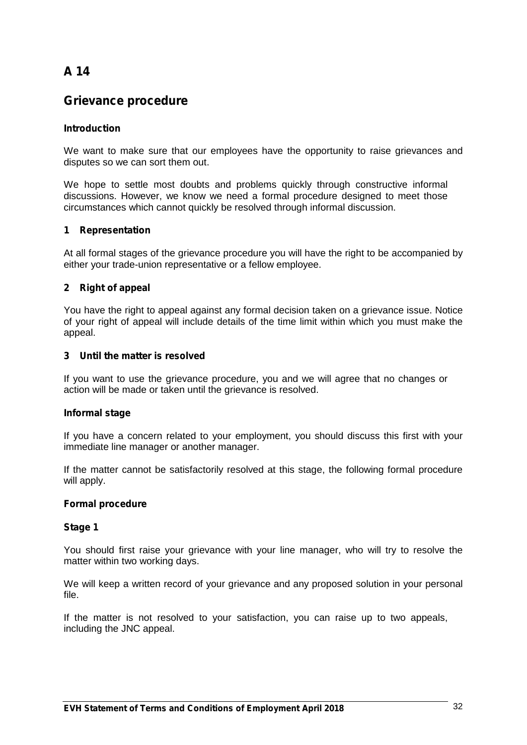# A 14

## Grievance procedure

### Introduction

We want to make sure that our employees have the opportunity to raise grievances and disputes so we can sort them out.

We hope to settle most doubts and problems quickly through constructive informal discussions. However, we know we need a formal procedure designed to meet those circumstances which cannot quickly be resolved through informal discussion.

### 1 Representation

At all formal stages of the grievance procedure you will have the right to be accompanied by either your trade-union representative or a fellow employee.

### 2 Right of appeal

You have the right to appeal against any formal decision taken on a grievance issue. Notice of your right of appeal will include details of the time limit within which you must make the appeal.

### 3 Until the matter is resolved

If you want to use the grievance procedure, you and we will agree that no changes or action will be made or taken until the grievance is resolved.

### Informal stage

If you have a concern related to your employment, you should discuss this first with your immediate line manager or another manager.

If the matter cannot be satisfactorily resolved at this stage, the following formal procedure will apply.

### Formal procedure

#### Stage 1

You should first raise your grievance with your line manager, who will try to resolve the matter within two working days.

We will keep a written record of your grievance and any proposed solution in your personal file.

If the matter is not resolved to your satisfaction, you can raise up to two appeals, including the JNC appeal.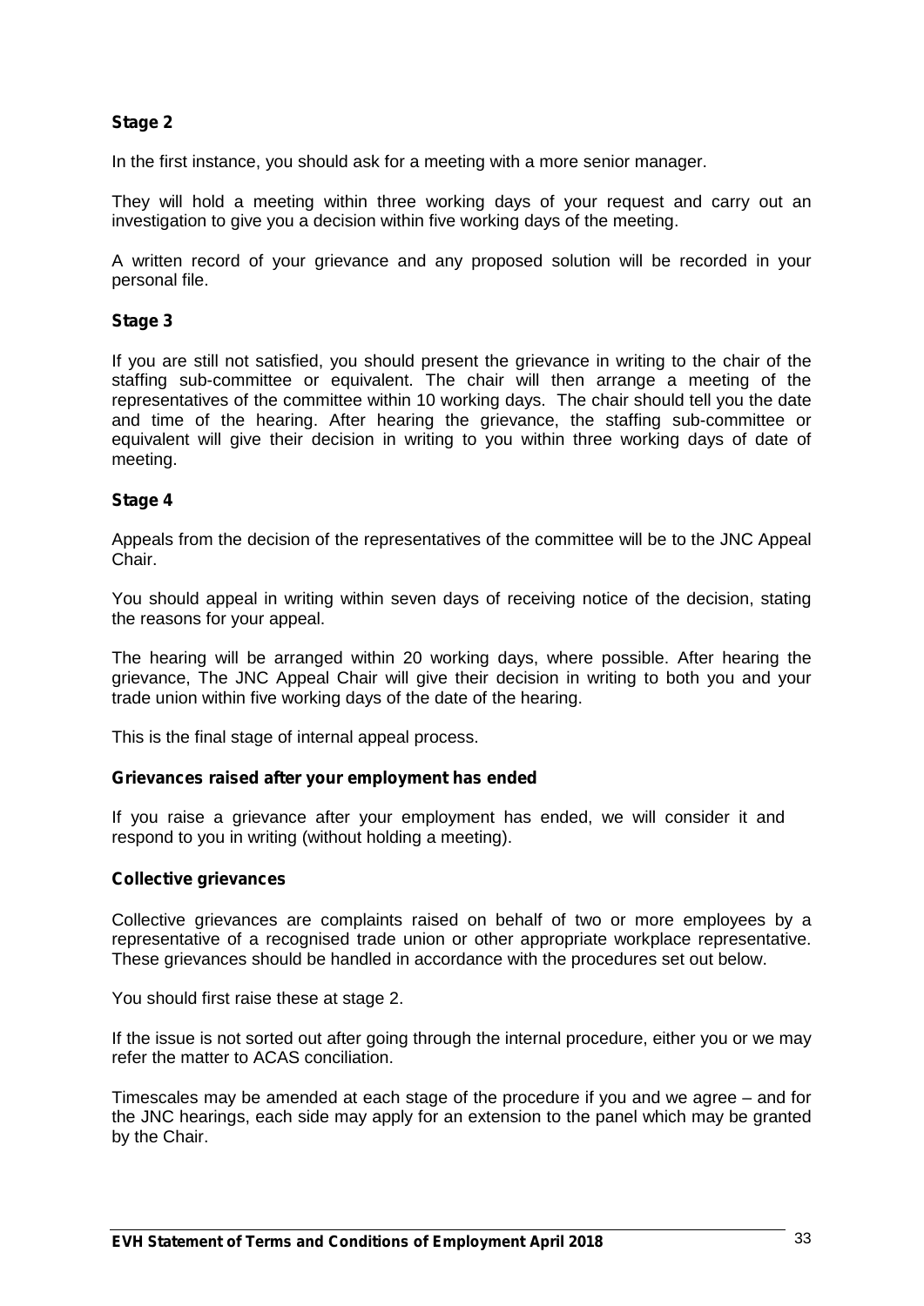**Stage 2**

In the first instance, you should ask for a meeting with a more senior manager.

They will hold a meeting within three working days of your request and carry out an investigation to give you a decision within five working days of the meeting.

A written record of your grievance and any proposed solution will be recorded in your personal file.

**Stage 3**

If you are still not satisfied, you should present the grievance in writing to the chair of the staffing sub-committee or equivalent. The chair will then arrange a meeting of the representatives of the committee within 10 working days. The chair should tell you the date and time of the hearing. After hearing the grievance, the staffing sub-committee or equivalent will give their decision in writing to you within three working days of date of meeting.

**Stage 4**

Appeals from the decision of the representatives of the committee will be to the JNC Appeal Chair.

You should appeal in writing within seven days of receiving notice of the decision, stating the reasons for your appeal.

The hearing will be arranged within 20 working days, where possible. After hearing the grievance, The JNC Appeal Chair will give their decision in writing to both you and your trade union within five working days of the date of the hearing.

This is the final stage of internal appeal process.

**Grievances raised after your employment has ended**

If you raise a grievance after your employment has ended, we will consider it and respond to you in writing (without holding a meeting).

**Collective grievances**

Collective grievances are complaints raised on behalf of two or more employees by a representative of a recognised trade union or other appropriate workplace representative. These grievances should be handled in accordance with the procedures set out below.

You should first raise these at stage 2.

If the issue is not sorted out after going through the internal procedure, either you or we may refer the matter to ACAS conciliation.

Timescales may be amended at each stage of the procedure if you and we agree – and for the JNC hearings, each side may apply for an extension to the panel which may be granted by the Chair.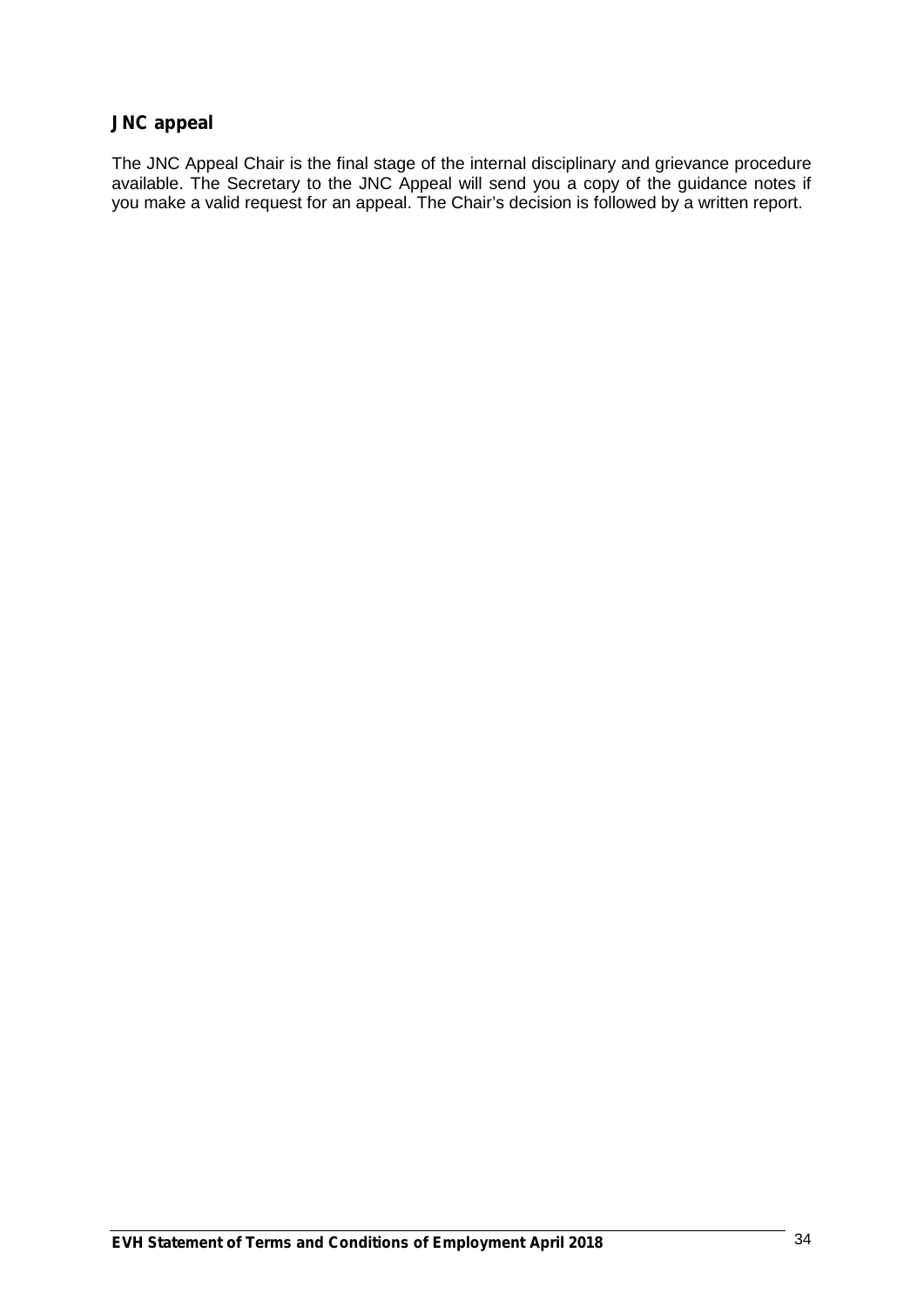## JNC appeal

The JNC Appeal Chair is the final stage of the internal disciplinary and grievance procedure available. The Secretary to the JNC Appeal will send you a copy of the guidance notes if you make a valid request for an appeal. The Chair's decision is followed by a written report.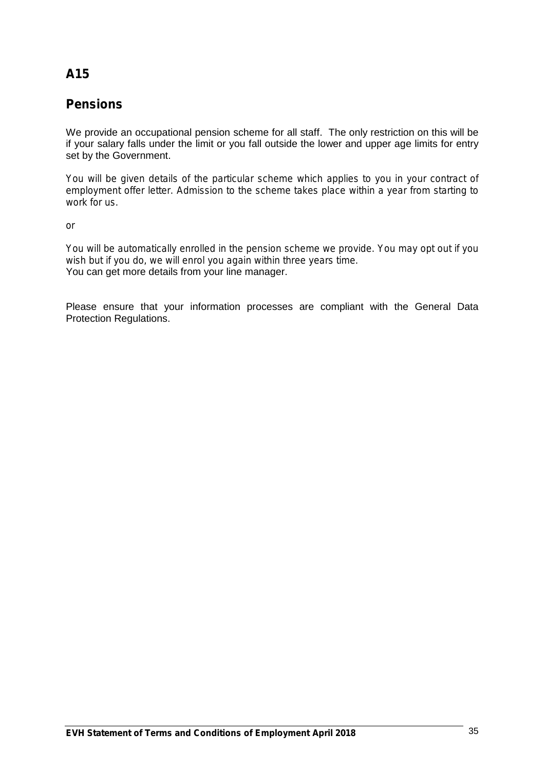# A15

## Pensions

We provide an occupational pension scheme for all staff. The only restriction on this will be if your salary falls under the limit or you fall outside the lower and upper age limits for entry set by the Government.

*You will be given details of the particular scheme which applies to you in your contract of employment offer letter. Admission to the scheme takes place within a year from starting to work for us.*

*or*

*You will be automatically enrolled in the pension scheme we provide. You may opt out if you wish but if you do, we will enrol you again within three years time.*
You can get more details from your line manager.

Please ensure that your information processes are compliant with the General Data Protection Regulations.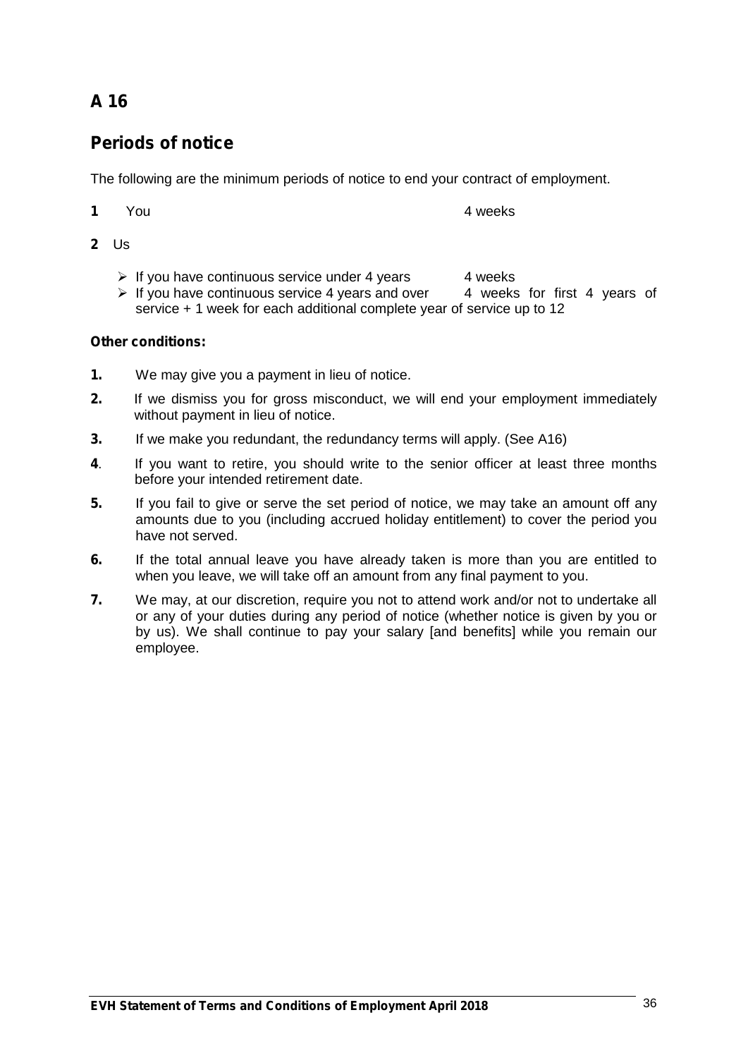# A 16

## Periods of notice

The following are the minimum periods of notice to end your contract of employment.

**1** You 4 weeks

**2** Us

- If you have continuous service under 4 years 4 weeks
- If you have continuous service 4 years and over 4 weeks for first 4 years of service + 1 week for each additional complete year of service up to 12

**Other conditions:**

**1.** We may give you a payment in lieu of notice.

**2.** If we dismiss you for gross misconduct, we will end your employment immediately without payment in lieu of notice.

**3.** If we make you redundant, the redundancy terms will apply. (See A16)

**4**. If you want to retire, you should write to the senior officer at least three months before your intended retirement date.

**5.** If you fail to give or serve the set period of notice, we may take an amount off any amounts due to you (including accrued holiday entitlement) to cover the period you have not served.

**6.** If the total annual leave you have already taken is more than you are entitled to when you leave, we will take off an amount from any final payment to you.

**7.** We may, at our discretion, require you not to attend work and/or not to undertake all or any of your duties during any period of notice (whether notice is given by you or by us). We shall continue to pay your salary [and benefits] while you remain our employee.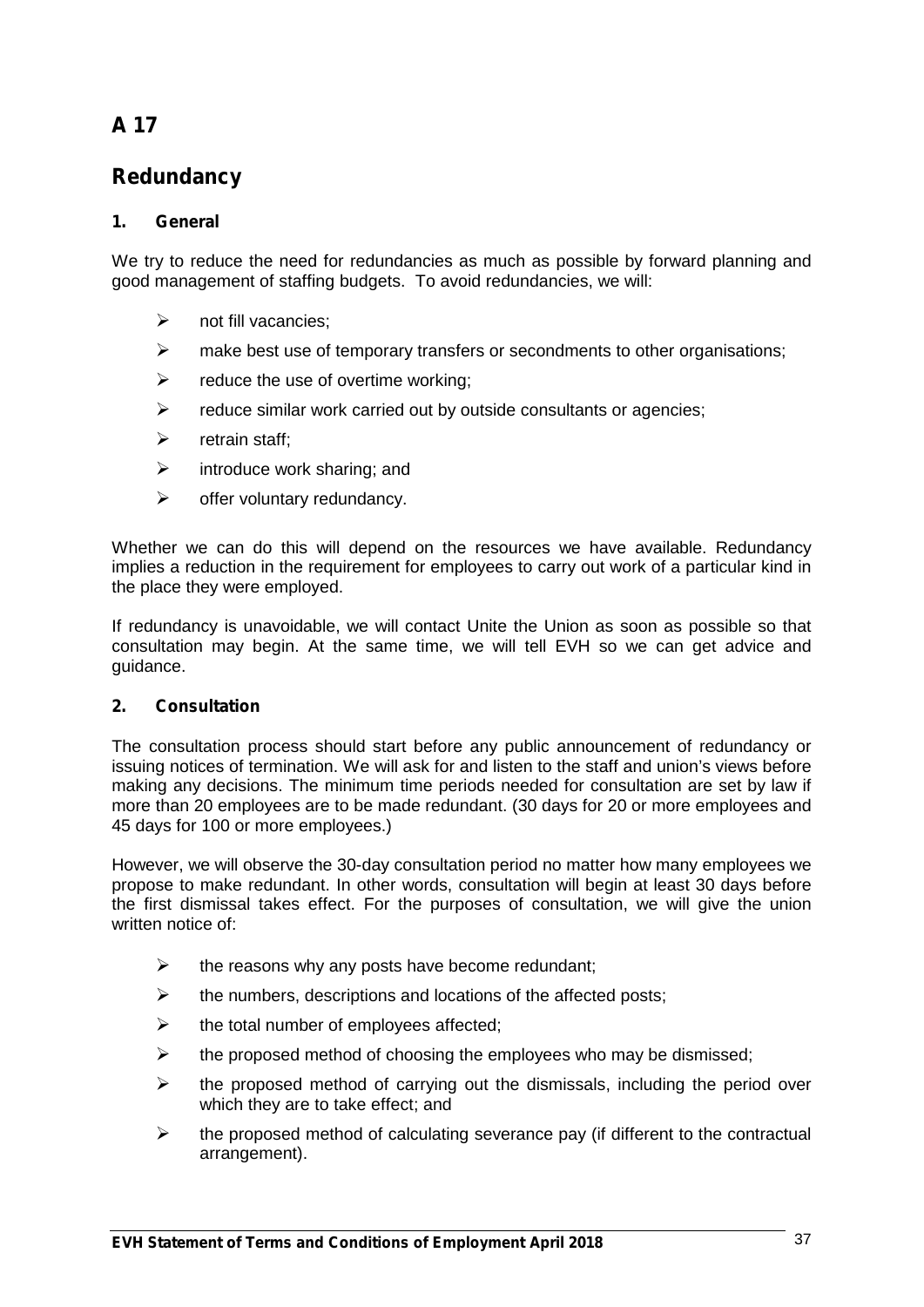# A 17

# Redundancy

## 1. General

We try to reduce the need for redundancies as much as possible by forward planning and good management of staffing budgets. To avoid redundancies, we will:

- not fill vacancies;
- make best use of temporary transfers or secondments to other organisations;
- reduce the use of overtime working;
- reduce similar work carried out by outside consultants or agencies;
- retrain staff;
- introduce work sharing; and
- offer voluntary redundancy.

Whether we can do this will depend on the resources we have available. Redundancy implies a reduction in the requirement for employees to carry out work of a particular kind in the place they were employed.

If redundancy is unavoidable, we will contact Unite the Union as soon as possible so that consultation may begin. At the same time, we will tell EVH so we can get advice and guidance.

## 2. Consultation

The consultation process should start before any public announcement of redundancy or issuing notices of termination. We will ask for and listen to the staff and union's views before making any decisions. The minimum time periods needed for consultation are set by law if more than 20 employees are to be made redundant. (30 days for 20 or more employees and 45 days for 100 or more employees.)

However, we will observe the 30-day consultation period no matter how many employees we propose to make redundant. In other words, consultation will begin at least 30 days before the first dismissal takes effect. For the purposes of consultation, we will give the union written notice of:

- the reasons why any posts have become redundant;
- the numbers, descriptions and locations of the affected posts;
- the total number of employees affected;
- the proposed method of choosing the employees who may be dismissed;
- the proposed method of carrying out the dismissals, including the period over which they are to take effect; and
- the proposed method of calculating severance pay (if different to the contractual arrangement).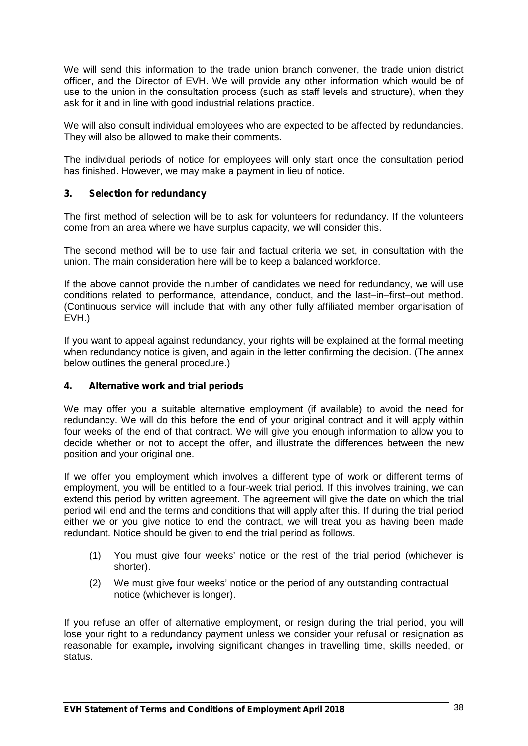We will send this information to the trade union branch convener, the trade union district officer, and the Director of EVH. We will provide any other information which would be of use to the union in the consultation process (such as staff levels and structure), when they ask for it and in line with good industrial relations practice.

We will also consult individual employees who are expected to be affected by redundancies. They will also be allowed to make their comments.

The individual periods of notice for employees will only start once the consultation period has finished. However, we may make a payment in lieu of notice.

### 3. Selection for redundancy

The first method of selection will be to ask for volunteers for redundancy. If the volunteers come from an area where we have surplus capacity, we will consider this.

The second method will be to use fair and factual criteria we set, in consultation with the union. The main consideration here will be to keep a balanced workforce.

If the above cannot provide the number of candidates we need for redundancy, we will use conditions related to performance, attendance, conduct, and the last–in–first–out method. (Continuous service will include that with any other fully affiliated member organisation of EVH.)

If you want to appeal against redundancy, your rights will be explained at the formal meeting when redundancy notice is given, and again in the letter confirming the decision. (The annex below outlines the general procedure.)

### 4. Alternative work and trial periods

We may offer you a suitable alternative employment (if available) to avoid the need for redundancy. We will do this before the end of your original contract and it will apply within four weeks of the end of that contract. We will give you enough information to allow you to decide whether or not to accept the offer, and illustrate the differences between the new position and your original one.

If we offer you employment which involves a different type of work or different terms of employment, you will be entitled to a four-week trial period. If this involves training, we can extend this period by written agreement. The agreement will give the date on which the trial period will end and the terms and conditions that will apply after this. If during the trial period either we or you give notice to end the contract, we will treat you as having been made redundant. Notice should be given to end the trial period as follows.

(1) You must give four weeks' notice or the rest of the trial period (whichever is shorter).

(2) We must give four weeks' notice or the period of any outstanding contractual notice (whichever is longer).

If you refuse an offer of alternative employment, or resign during the trial period, you will lose your right to a redundancy payment unless we consider your refusal or resignation as reasonable for example**,** involving significant changes in travelling time, skills needed, or status.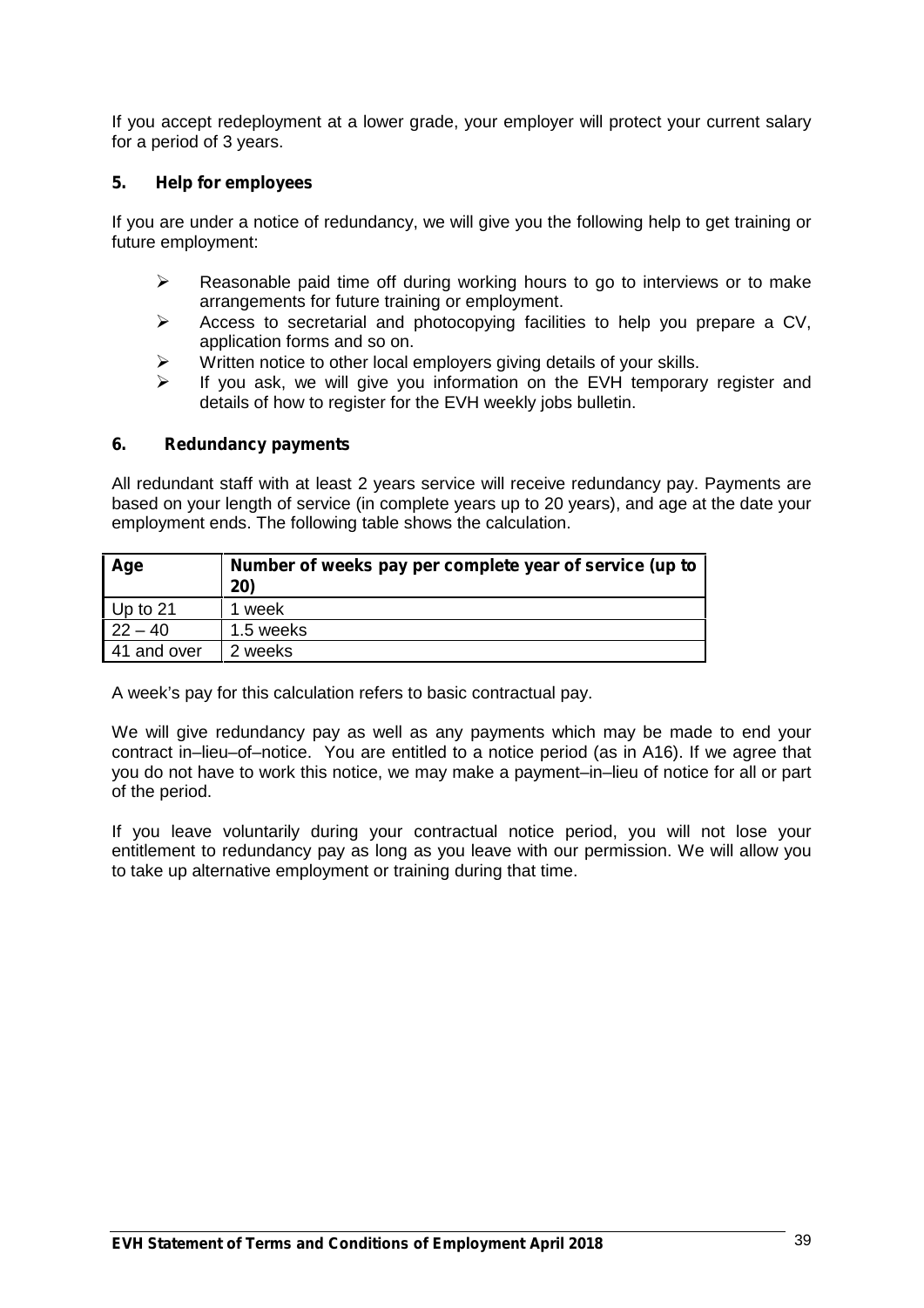If you accept redeployment at a lower grade, your employer will protect your current salary for a period of 3 years.

## 5. Help for employees

If you are under a notice of redundancy, we will give you the following help to get training or future employment:

- Reasonable paid time off during working hours to go to interviews or to make arrangements for future training or employment.
- Access to secretarial and photocopying facilities to help you prepare a CV, application forms and so on.
- Written notice to other local employers giving details of your skills.
- If you ask, we will give you information on the EVH temporary register and details of how to register for the EVH weekly jobs bulletin.

## 6. Redundancy payments

All redundant staff with at least 2 years service will receive redundancy pay. Payments are based on your length of service (in complete years up to 20 years), and age at the date your employment ends. The following table shows the calculation.

| Age | Number of weeks pay per complete year of service (up to 20) |
|---|---|
| Up to 21 | 1 week |
| 22 – 40 | 1.5 weeks |
| 41 and over | 2 weeks |

A week's pay for this calculation refers to basic contractual pay.

We will give redundancy pay as well as any payments which may be made to end your contract in–lieu–of–notice. You are entitled to a notice period (as in A16). If we agree that you do not have to work this notice, we may make a payment–in–lieu of notice for all or part of the period.

If you leave voluntarily during your contractual notice period, you will not lose your entitlement to redundancy pay as long as you leave with our permission. We will allow you to take up alternative employment or training during that time.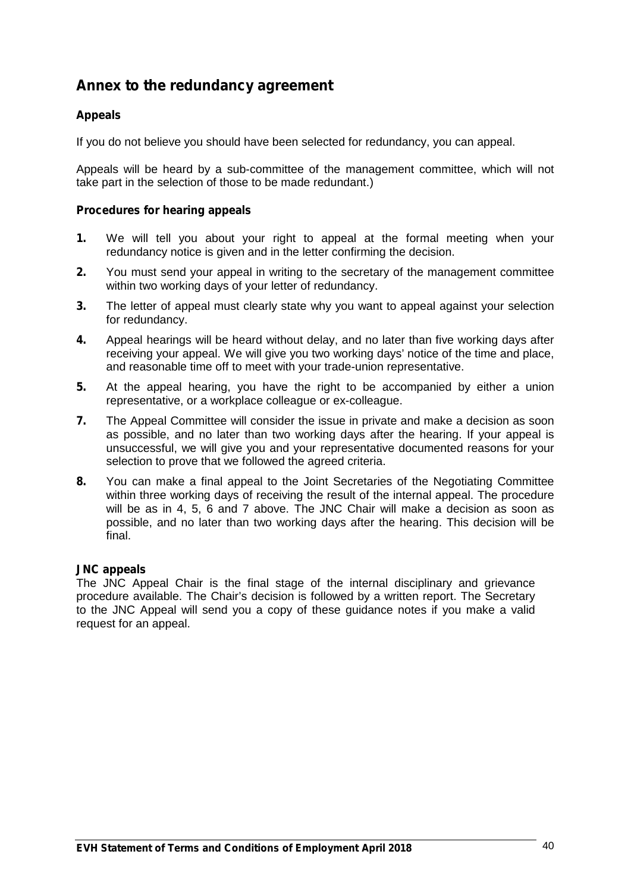## Annex to the redundancy agreement

**Appeals**

If you do not believe you should have been selected for redundancy, you can appeal.

Appeals will be heard by a sub-committee of the management committee, which will not take part in the selection of those to be made redundant.)

**Procedures for hearing appeals**

**1.** We will tell you about your right to appeal at the formal meeting when your redundancy notice is given and in the letter confirming the decision.

**2.** You must send your appeal in writing to the secretary of the management committee within two working days of your letter of redundancy.

**3.** The letter of appeal must clearly state why you want to appeal against your selection for redundancy.

**4.** Appeal hearings will be heard without delay, and no later than five working days after receiving your appeal. We will give you two working days' notice of the time and place, and reasonable time off to meet with your trade-union representative.

**5.** At the appeal hearing, you have the right to be accompanied by either a union representative, or a workplace colleague or ex-colleague.

**7.** The Appeal Committee will consider the issue in private and make a decision as soon as possible, and no later than two working days after the hearing. If your appeal is unsuccessful, we will give you and your representative documented reasons for your selection to prove that we followed the agreed criteria.

**8.** You can make a final appeal to the Joint Secretaries of the Negotiating Committee within three working days of receiving the result of the internal appeal. The procedure will be as in 4, 5, 6 and 7 above. The JNC Chair will make a decision as soon as possible, and no later than two working days after the hearing. This decision will be final.

**JNC appeals**

The JNC Appeal Chair is the final stage of the internal disciplinary and grievance procedure available. The Chair's decision is followed by a written report. The Secretary to the JNC Appeal will send you a copy of these guidance notes if you make a valid request for an appeal.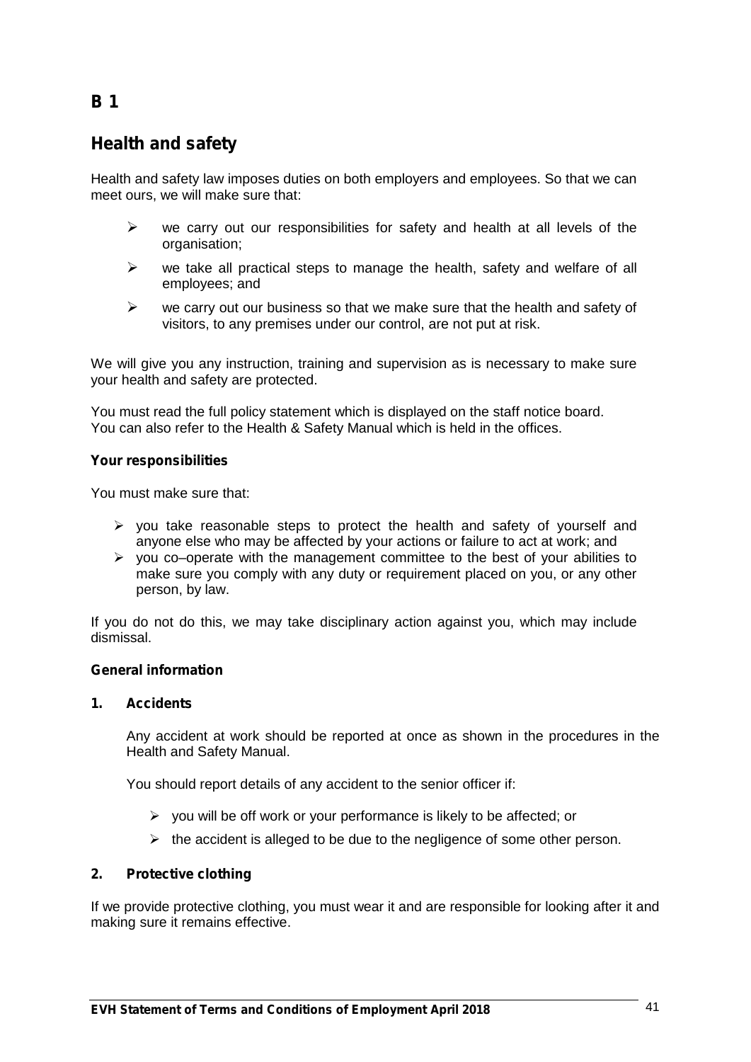# B 1

## Health and safety

Health and safety law imposes duties on both employers and employees. So that we can meet ours, we will make sure that:

- we carry out our responsibilities for safety and health at all levels of the organisation;
- we take all practical steps to manage the health, safety and welfare of all employees; and
- we carry out our business so that we make sure that the health and safety of visitors, to any premises under our control, are not put at risk.

We will give you any instruction, training and supervision as is necessary to make sure your health and safety are protected.

You must read the full policy statement which is displayed on the staff notice board. You can also refer to the Health & Safety Manual which is held in the offices.

**Your responsibilities**

You must make sure that:

- you take reasonable steps to protect the health and safety of yourself and anyone else who may be affected by your actions or failure to act at work; and
- you co–operate with the management committee to the best of your abilities to make sure you comply with any duty or requirement placed on you, or any other person, by law.

If you do not do this, we may take disciplinary action against you, which may include dismissal.

**General information**

**1. Accidents**

Any accident at work should be reported at once as shown in the procedures in the Health and Safety Manual.

You should report details of any accident to the senior officer if:

- you will be off work or your performance is likely to be affected; or
- the accident is alleged to be due to the negligence of some other person.

**2. Protective clothing**

If we provide protective clothing, you must wear it and are responsible for looking after it and making sure it remains effective.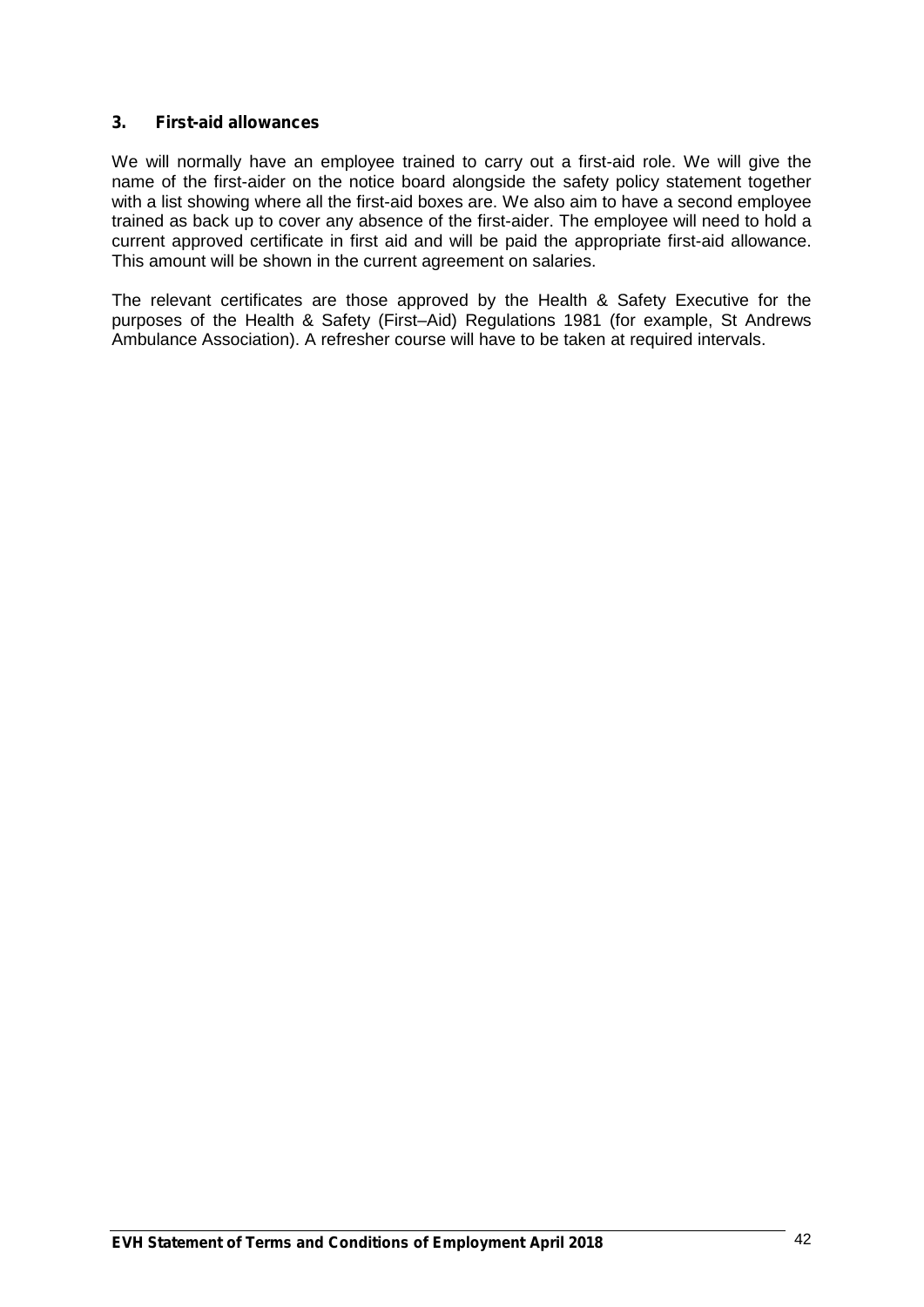### 3. First-aid allowances

We will normally have an employee trained to carry out a first-aid role. We will give the name of the first-aider on the notice board alongside the safety policy statement together with a list showing where all the first-aid boxes are. We also aim to have a second employee trained as back up to cover any absence of the first-aider. The employee will need to hold a current approved certificate in first aid and will be paid the appropriate first-aid allowance. This amount will be shown in the current agreement on salaries.

The relevant certificates are those approved by the Health & Safety Executive for the purposes of the Health & Safety (First–Aid) Regulations 1981 (for example, St Andrews Ambulance Association). A refresher course will have to be taken at required intervals.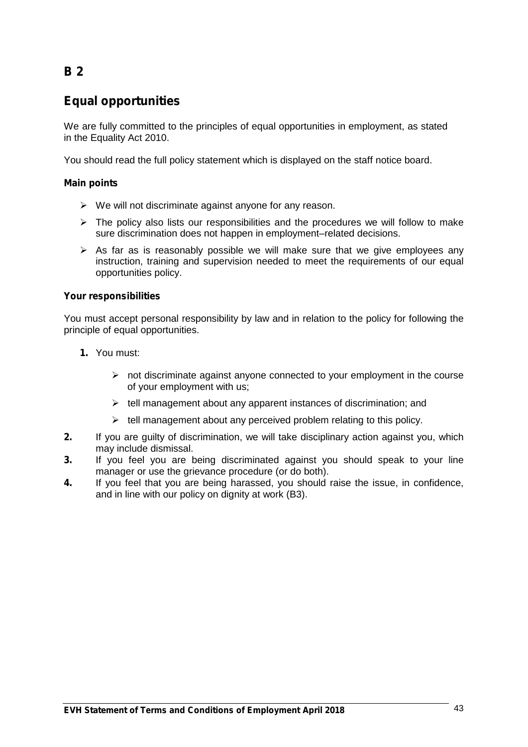# B 2

## Equal opportunities

We are fully committed to the principles of equal opportunities in employment, as stated in the Equality Act 2010.

You should read the full policy statement which is displayed on the staff notice board.

**Main points**

- We will not discriminate against anyone for any reason.
- The policy also lists our responsibilities and the procedures we will follow to make sure discrimination does not happen in employment–related decisions.
- As far as is reasonably possible we will make sure that we give employees any instruction, training and supervision needed to meet the requirements of our equal opportunities policy.

**Your responsibilities**

You must accept personal responsibility by law and in relation to the policy for following the principle of equal opportunities.

1. You must:
   - not discriminate against anyone connected to your employment in the course of your employment with us;
   - tell management about any apparent instances of discrimination; and
   - tell management about any perceived problem relating to this policy.
2. If you are guilty of discrimination, we will take disciplinary action against you, which may include dismissal.
3. If you feel you are being discriminated against you should speak to your line manager or use the grievance procedure (or do both).
4. If you feel that you are being harassed, you should raise the issue, in confidence, and in line with our policy on dignity at work (B3).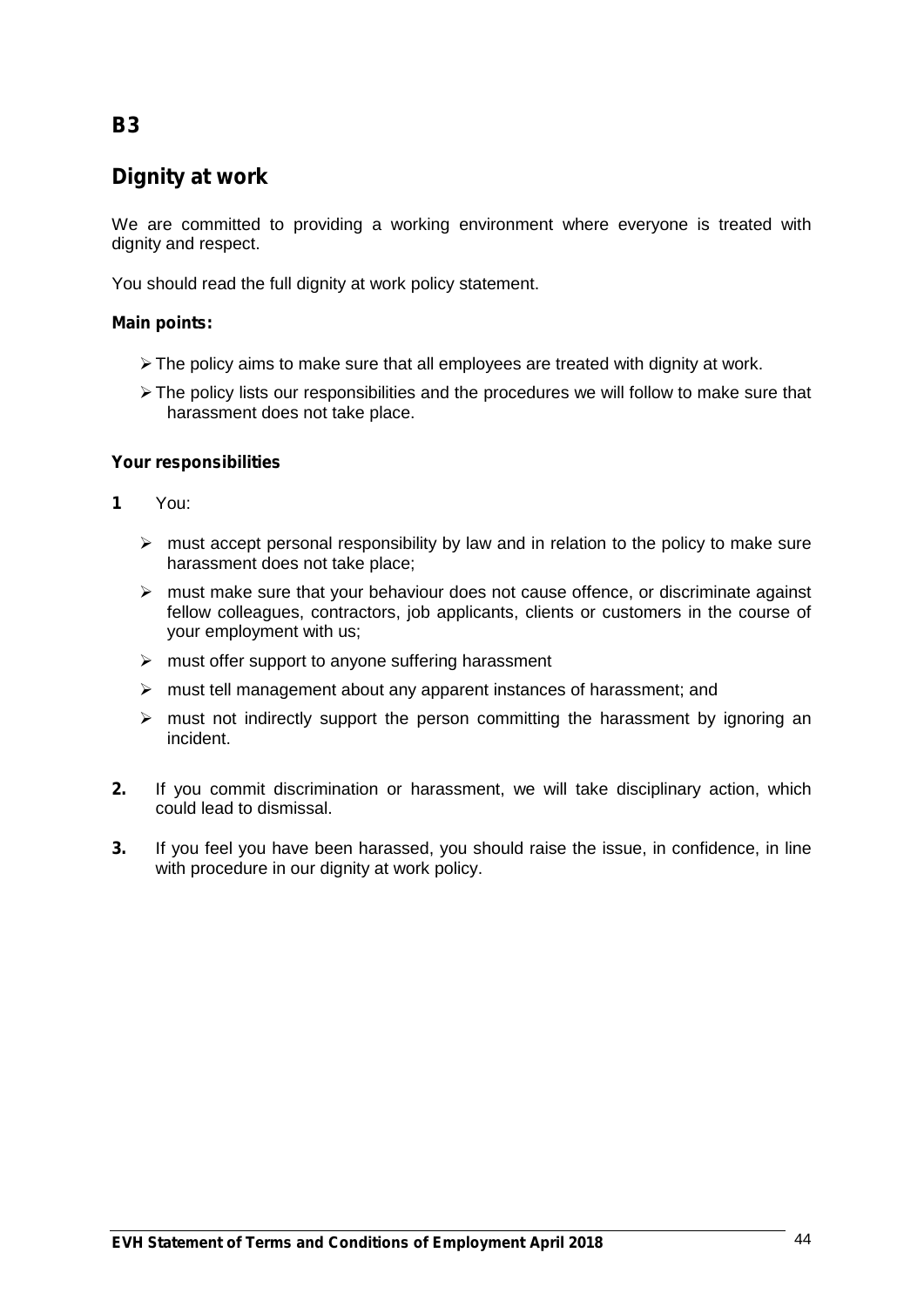## B3

## Dignity at work

We are committed to providing a working environment where everyone is treated with dignity and respect.

You should read the full dignity at work policy statement.

**Main points:**

- The policy aims to make sure that all employees are treated with dignity at work.
- The policy lists our responsibilities and the procedures we will follow to make sure that harassment does not take place.

**Your responsibilities**

**1** You:

- must accept personal responsibility by law and in relation to the policy to make sure harassment does not take place;
- must make sure that your behaviour does not cause offence, or discriminate against fellow colleagues, contractors, job applicants, clients or customers in the course of your employment with us;
- must offer support to anyone suffering harassment
- must tell management about any apparent instances of harassment; and
- must not indirectly support the person committing the harassment by ignoring an incident.

**2.** If you commit discrimination or harassment, we will take disciplinary action, which could lead to dismissal.

**3.** If you feel you have been harassed, you should raise the issue, in confidence, in line with procedure in our dignity at work policy.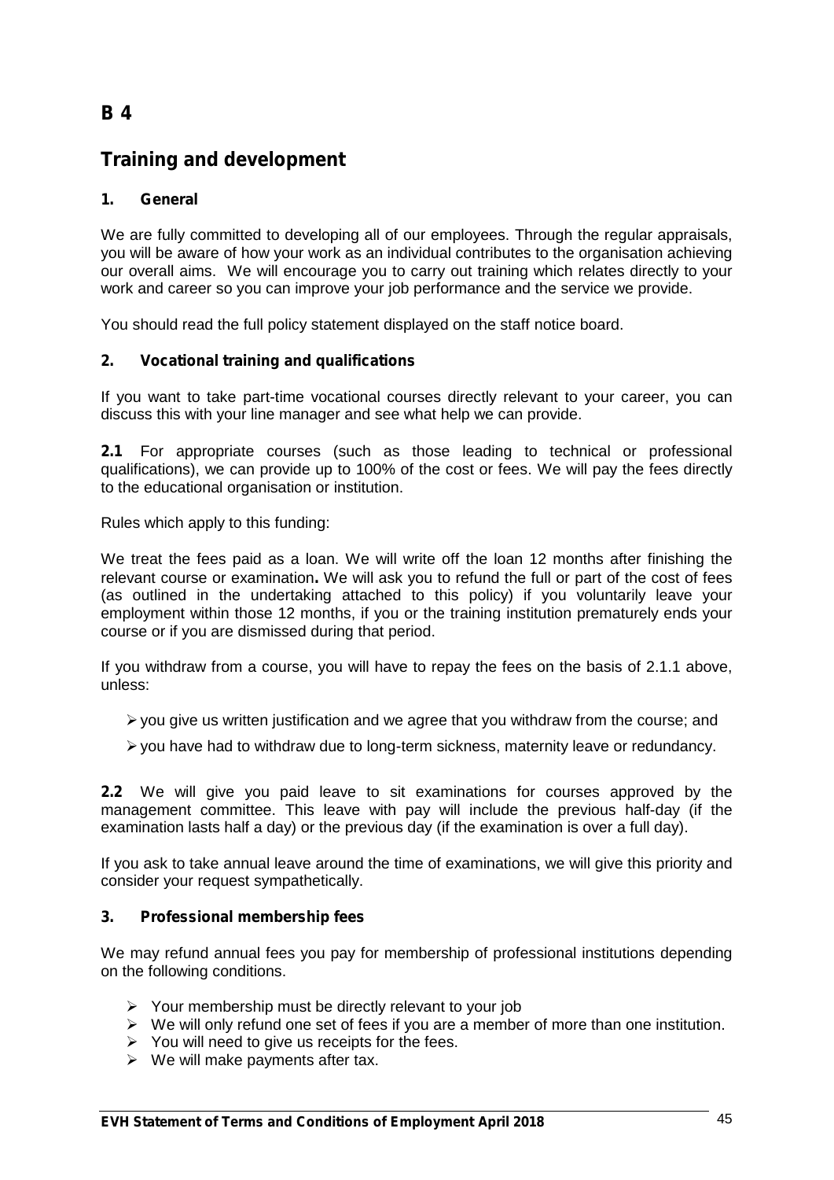# B 4

## Training and development

### 1. General

We are fully committed to developing all of our employees. Through the regular appraisals, you will be aware of how your work as an individual contributes to the organisation achieving our overall aims. We will encourage you to carry out training which relates directly to your work and career so you can improve your job performance and the service we provide.

You should read the full policy statement displayed on the staff notice board.

### 2. Vocational training and qualifications

If you want to take part-time vocational courses directly relevant to your career, you can discuss this with your line manager and see what help we can provide.

**2.1** For appropriate courses (such as those leading to technical or professional qualifications), we can provide up to 100% of the cost or fees. We will pay the fees directly to the educational organisation or institution.

Rules which apply to this funding:

We treat the fees paid as a loan. We will write off the loan 12 months after finishing the relevant course or examination**.** We will ask you to refund the full or part of the cost of fees (as outlined in the undertaking attached to this policy) if you voluntarily leave your employment within those 12 months, if you or the training institution prematurely ends your course or if you are dismissed during that period.

If you withdraw from a course, you will have to repay the fees on the basis of 2.1.1 above, unless:

- you give us written justification and we agree that you withdraw from the course; and
- you have had to withdraw due to long-term sickness, maternity leave or redundancy.

**2.2** We will give you paid leave to sit examinations for courses approved by the management committee. This leave with pay will include the previous half-day (if the examination lasts half a day) or the previous day (if the examination is over a full day).

If you ask to take annual leave around the time of examinations, we will give this priority and consider your request sympathetically.

### 3. Professional membership fees

We may refund annual fees you pay for membership of professional institutions depending on the following conditions.

- Your membership must be directly relevant to your job
- We will only refund one set of fees if you are a member of more than one institution.
- You will need to give us receipts for the fees.
- We will make payments after tax.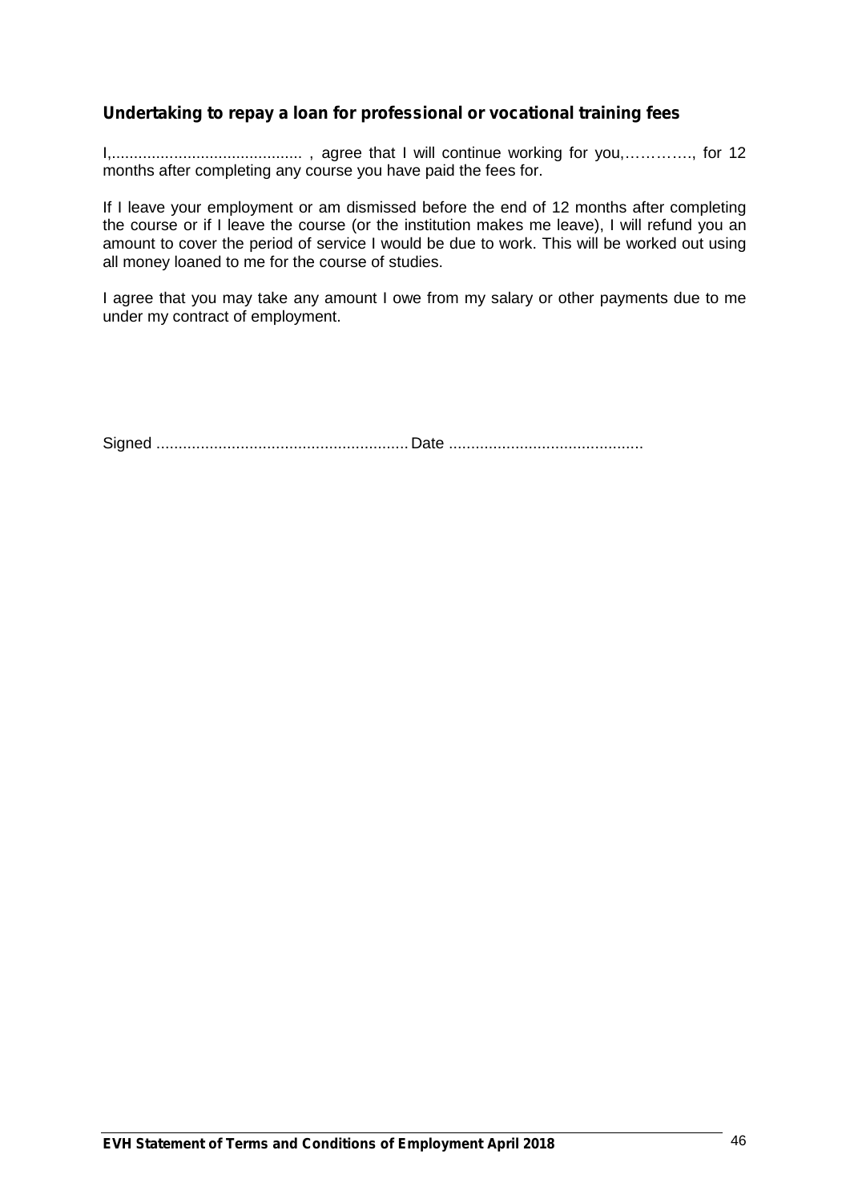## Undertaking to repay a loan for professional or vocational training fees

I,........................................... , agree that I will continue working for you,…………., for 12 months after completing any course you have paid the fees for.

If I leave your employment or am dismissed before the end of 12 months after completing the course or if I leave the course (or the institution makes me leave), I will refund you an amount to cover the period of service I would be due to work. This will be worked out using all money loaned to me for the course of studies.

I agree that you may take any amount I owe from my salary or other payments due to me under my contract of employment.

Signed ......................................................... Date ............................................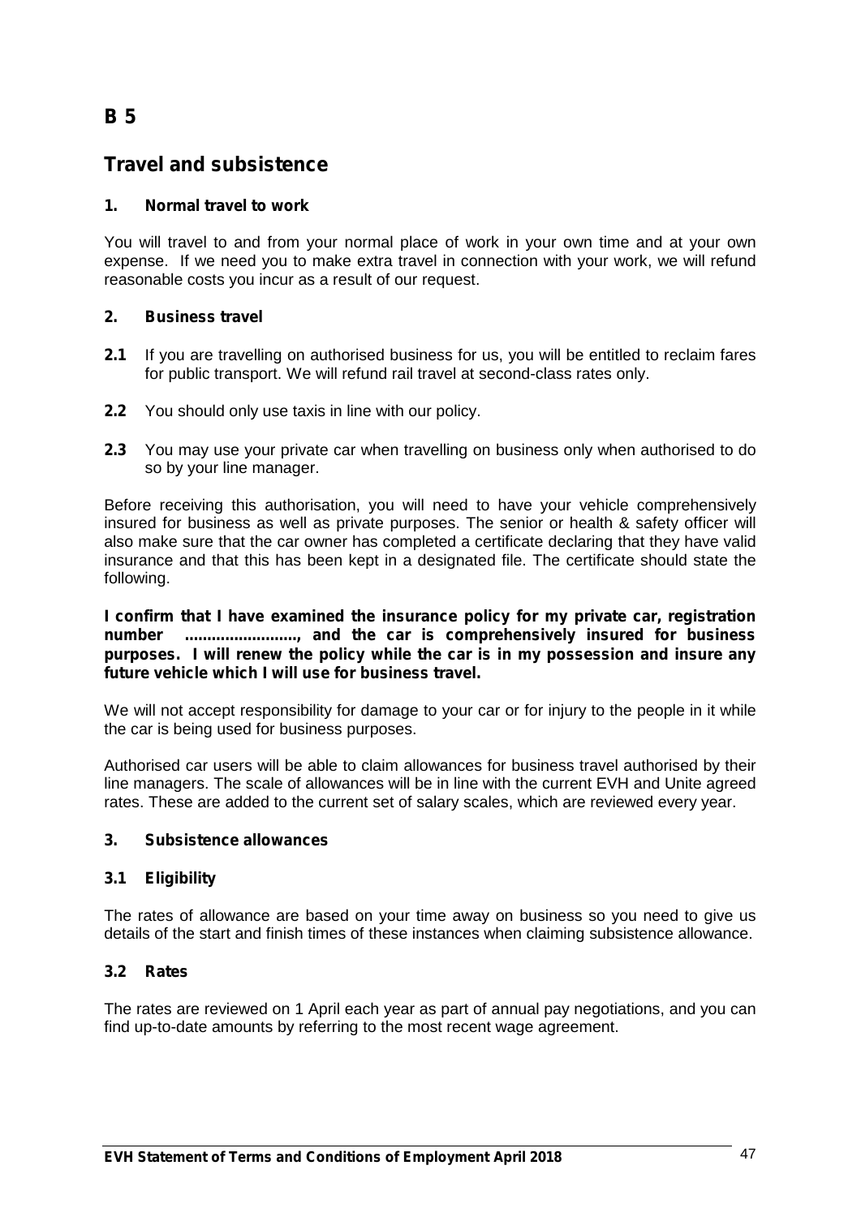# B 5

## Travel and subsistence

### 1. Normal travel to work

You will travel to and from your normal place of work in your own time and at your own expense. If we need you to make extra travel in connection with your work, we will refund reasonable costs you incur as a result of our request.

### 2. Business travel

**2.1** If you are travelling on authorised business for us, you will be entitled to reclaim fares for public transport. We will refund rail travel at second-class rates only.

**2.2** You should only use taxis in line with our policy.

**2.3** You may use your private car when travelling on business only when authorised to do so by your line manager.

Before receiving this authorisation, you will need to have your vehicle comprehensively insured for business as well as private purposes. The senior or health & safety officer will also make sure that the car owner has completed a certificate declaring that they have valid insurance and that this has been kept in a designated file. The certificate should state the following.

**I confirm that I have examined the insurance policy for my private car, registration number ........................, and the car is comprehensively insured for business purposes. I will renew the policy while the car is in my possession and insure any future vehicle which I will use for business travel.**

We will not accept responsibility for damage to your car or for injury to the people in it while the car is being used for business purposes.

Authorised car users will be able to claim allowances for business travel authorised by their line managers. The scale of allowances will be in line with the current EVH and Unite agreed rates. These are added to the current set of salary scales, which are reviewed every year.

### 3. Subsistence allowances

### 3.1 Eligibility

The rates of allowance are based on your time away on business so you need to give us details of the start and finish times of these instances when claiming subsistence allowance.

### 3.2 Rates

The rates are reviewed on 1 April each year as part of annual pay negotiations, and you can find up-to-date amounts by referring to the most recent wage agreement.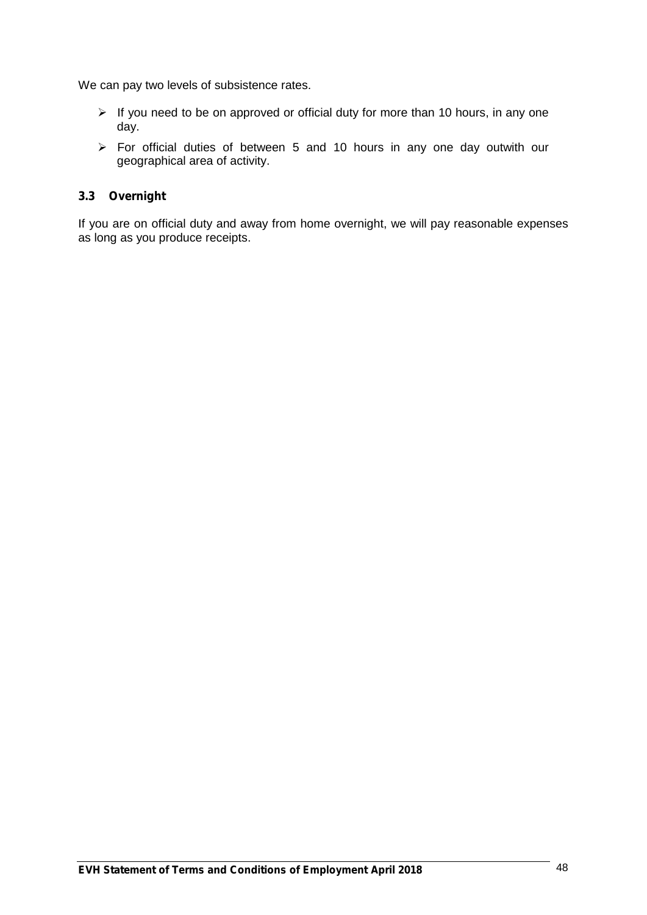We can pay two levels of subsistence rates.

- If you need to be on approved or official duty for more than 10 hours, in any one day.
- For official duties of between 5 and 10 hours in any one day outwith our geographical area of activity.

### 3.3 Overnight

If you are on official duty and away from home overnight, we will pay reasonable expenses as long as you produce receipts.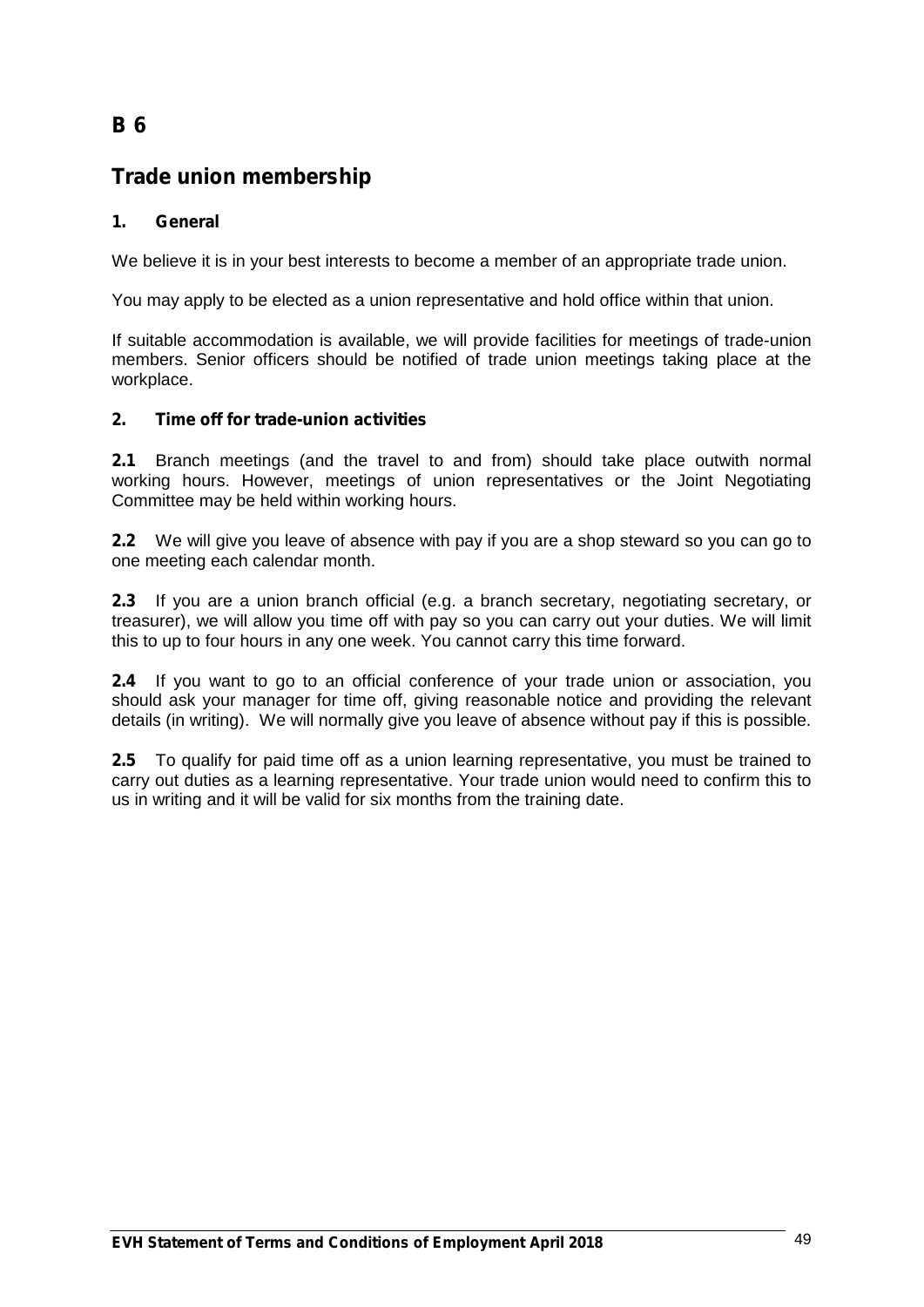# B 6

## Trade union membership

### 1. General

We believe it is in your best interests to become a member of an appropriate trade union.

You may apply to be elected as a union representative and hold office within that union.

If suitable accommodation is available, we will provide facilities for meetings of trade-union members. Senior officers should be notified of trade union meetings taking place at the workplace.

### 2. Time off for trade-union activities

**2.1** Branch meetings (and the travel to and from) should take place outwith normal working hours. However, meetings of union representatives or the Joint Negotiating Committee may be held within working hours.

**2.2** We will give you leave of absence with pay if you are a shop steward so you can go to one meeting each calendar month.

**2.3** If you are a union branch official (e.g. a branch secretary, negotiating secretary, or treasurer), we will allow you time off with pay so you can carry out your duties. We will limit this to up to four hours in any one week. You cannot carry this time forward.

**2.4** If you want to go to an official conference of your trade union or association, you should ask your manager for time off, giving reasonable notice and providing the relevant details (in writing). We will normally give you leave of absence without pay if this is possible.

**2.5** To qualify for paid time off as a union learning representative, you must be trained to carry out duties as a learning representative. Your trade union would need to confirm this to us in writing and it will be valid for six months from the training date.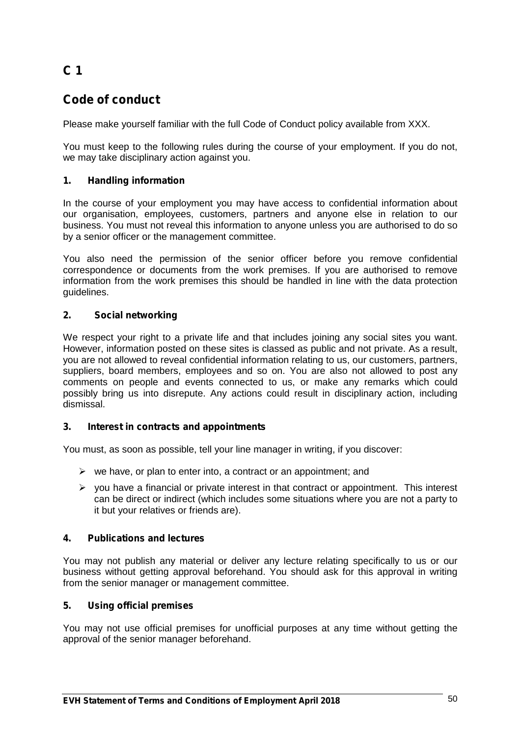# C 1

## Code of conduct

Please make yourself familiar with the full Code of Conduct policy available from XXX.

You must keep to the following rules during the course of your employment. If you do not, we may take disciplinary action against you.

### 1. Handling information

In the course of your employment you may have access to confidential information about our organisation, employees, customers, partners and anyone else in relation to our business. You must not reveal this information to anyone unless you are authorised to do so by a senior officer or the management committee.

You also need the permission of the senior officer before you remove confidential correspondence or documents from the work premises. If you are authorised to remove information from the work premises this should be handled in line with the data protection guidelines.

### 2. Social networking

We respect your right to a private life and that includes joining any social sites you want. However, information posted on these sites is classed as public and not private. As a result, you are not allowed to reveal confidential information relating to us, our customers, partners, suppliers, board members, employees and so on. You are also not allowed to post any comments on people and events connected to us, or make any remarks which could possibly bring us into disrepute. Any actions could result in disciplinary action, including dismissal.

### 3. Interest in contracts and appointments

You must, as soon as possible, tell your line manager in writing, if you discover:

- we have, or plan to enter into, a contract or an appointment; and
- you have a financial or private interest in that contract or appointment. This interest can be direct or indirect (which includes some situations where you are not a party to it but your relatives or friends are).

### 4. Publications and lectures

You may not publish any material or deliver any lecture relating specifically to us or our business without getting approval beforehand. You should ask for this approval in writing from the senior manager or management committee.

### 5. Using official premises

You may not use official premises for unofficial purposes at any time without getting the approval of the senior manager beforehand.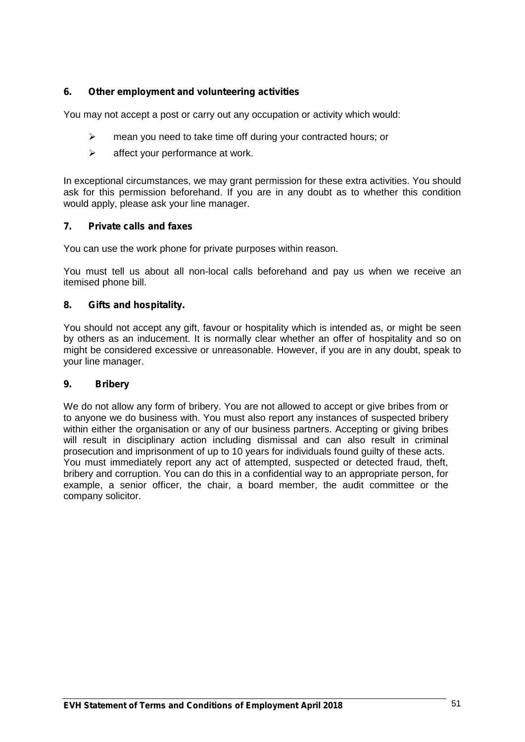## 6. Other employment and volunteering activities

You may not accept a post or carry out any occupation or activity which would:

- mean you need to take time off during your contracted hours; or
- affect your performance at work.

In exceptional circumstances, we may grant permission for these extra activities. You should ask for this permission beforehand. If you are in any doubt as to whether this condition would apply, please ask your line manager.

## 7. Private calls and faxes

You can use the work phone for private purposes within reason.

You must tell us about all non-local calls beforehand and pay us when we receive an itemised phone bill.

## 8. Gifts and hospitality.

You should not accept any gift, favour or hospitality which is intended as, or might be seen by others as an inducement. It is normally clear whether an offer of hospitality and so on might be considered excessive or unreasonable. However, if you are in any doubt, speak to your line manager.

## 9. Bribery

We do not allow any form of bribery. You are not allowed to accept or give bribes from or to anyone we do business with. You must also report any instances of suspected bribery within either the organisation or any of our business partners. Accepting or giving bribes will result in disciplinary action including dismissal and can also result in criminal prosecution and imprisonment of up to 10 years for individuals found guilty of these acts. You must immediately report any act of attempted, suspected or detected fraud, theft, bribery and corruption. You can do this in a confidential way to an appropriate person, for example, a senior officer, the chair, a board member, the audit committee or the company solicitor.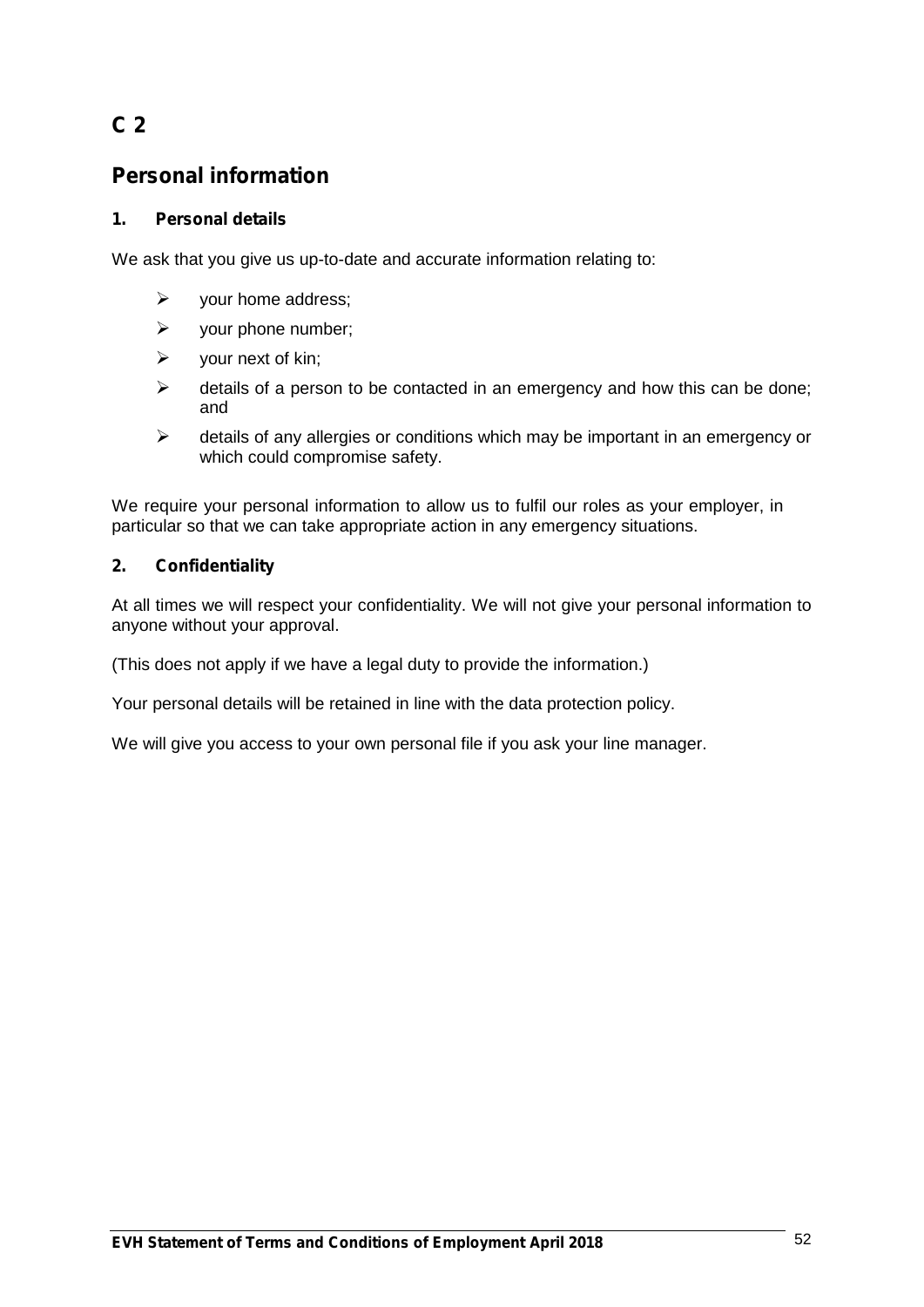# C 2

## Personal information

### 1. Personal details

We ask that you give us up-to-date and accurate information relating to:

- your home address;
- your phone number;
- your next of kin;
- details of a person to be contacted in an emergency and how this can be done; and
- details of any allergies or conditions which may be important in an emergency or which could compromise safety.

We require your personal information to allow us to fulfil our roles as your employer, in particular so that we can take appropriate action in any emergency situations.

### 2. Confidentiality

At all times we will respect your confidentiality. We will not give your personal information to anyone without your approval.

(This does not apply if we have a legal duty to provide the information.)

Your personal details will be retained in line with the data protection policy.

We will give you access to your own personal file if you ask your line manager.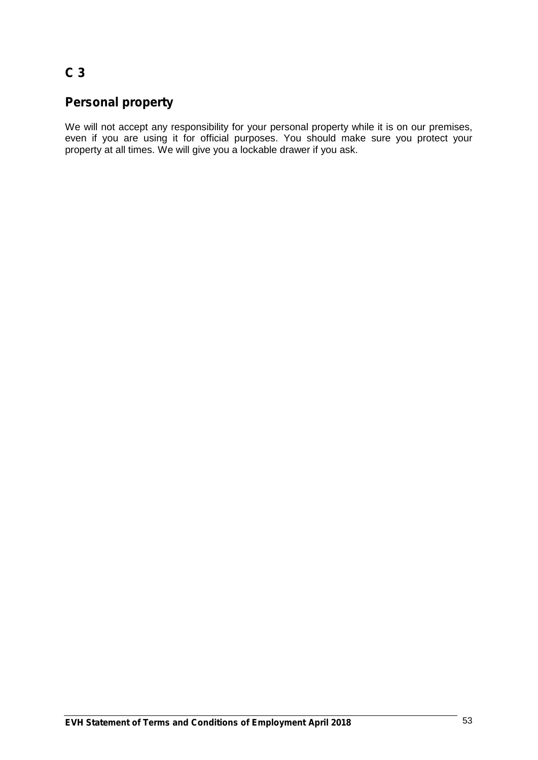## C 3

## Personal property

We will not accept any responsibility for your personal property while it is on our premises, even if you are using it for official purposes. You should make sure you protect your property at all times. We will give you a lockable drawer if you ask.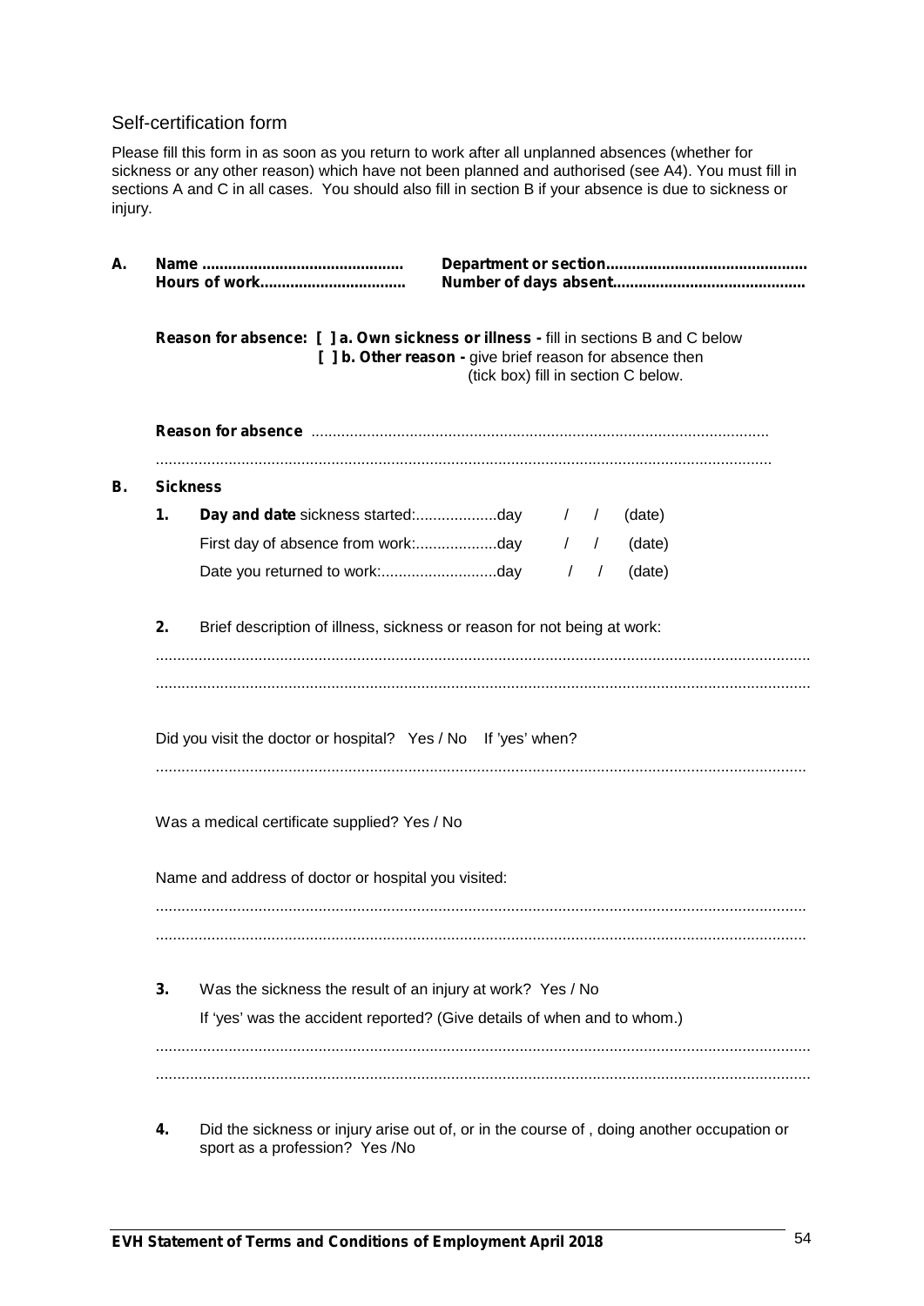## Self-certification form

Please fill this form in as soon as you return to work after all unplanned absences (whether for sickness or any other reason) which have not been planned and authorised (see A4). You must fill in sections A and C in all cases. You should also fill in section B if your absence is due to sickness or injury.

**A.** **Name ..............................................** **Department or section..............................................**
**Hours of work.................................** **Number of days absent............................................**

**Reason for absence: [ ] a. Own sickness or illness -** fill in sections B and C below
**[ ] b. Other reason -** give brief reason for absence then (tick box) fill in section C below.

**Reason for absence** ..........................................................................................................

..............................................................................................................................................

**B.** **Sickness**

**1.** **Day and date** sickness started:...................day / / (date)

First day of absence from work:...................day / / (date)

Date you returned to work:...........................day / / (date)

**2.** Brief description of illness, sickness or reason for not being at work:

......................................................................................................................................................

......................................................................................................................................................

Did you visit the doctor or hospital? Yes / No If 'yes' when?

.....................................................................................................................................................

Was a medical certificate supplied? Yes / No

Name and address of doctor or hospital you visited:

.....................................................................................................................................................

.....................................................................................................................................................

**3.** Was the sickness the result of an injury at work? Yes / No

If 'yes' was the accident reported? (Give details of when and to whom.)

......................................................................................................................................................

......................................................................................................................................................

**4.** Did the sickness or injury arise out of, or in the course of , doing another occupation or sport as a profession? Yes /No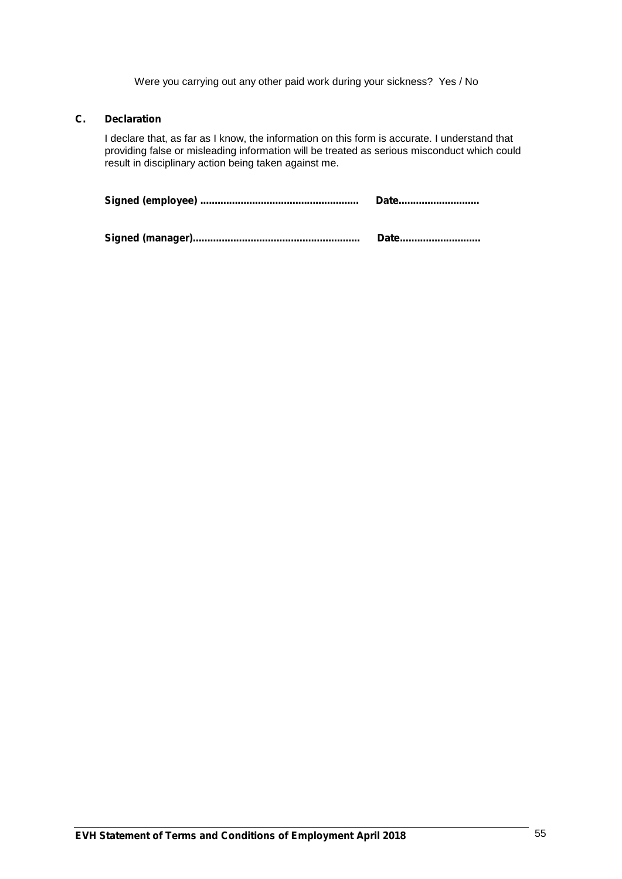Were you carrying out any other paid work during your sickness? Yes / No

**C. Declaration**

I declare that, as far as I know, the information on this form is accurate. I understand that providing false or misleading information will be treated as serious misconduct which could result in disciplinary action being taken against me.

**Signed (employee) ......................................................  Date............................**

**Signed (manager).........................................................  Date............................**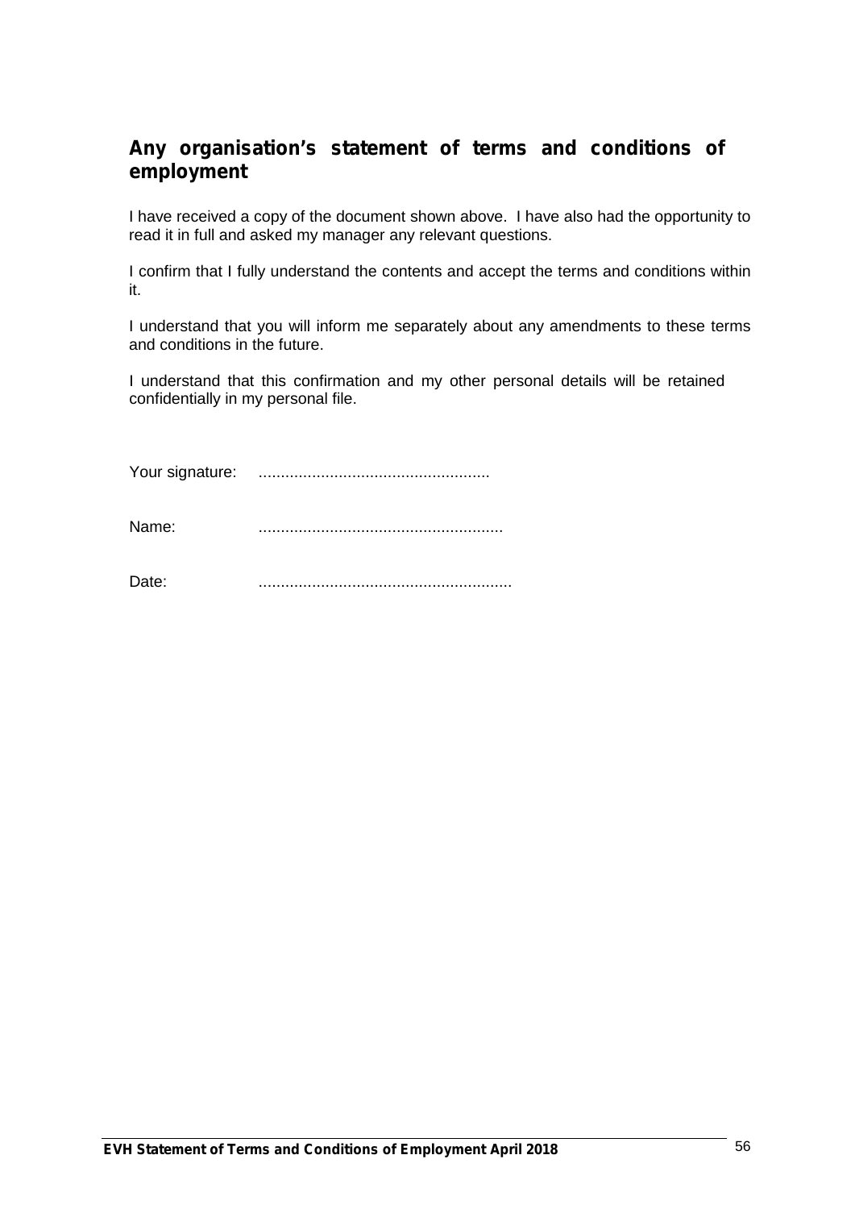## Any organisation's statement of terms and conditions of employment

I have received a copy of the document shown above. I have also had the opportunity to read it in full and asked my manager any relevant questions.

I confirm that I fully understand the contents and accept the terms and conditions within it.

I understand that you will inform me separately about any amendments to these terms and conditions in the future.

I understand that this confirmation and my other personal details will be retained confidentially in my personal file.

Your signature: ....................................................

Name: .......................................................

Date: .........................................................